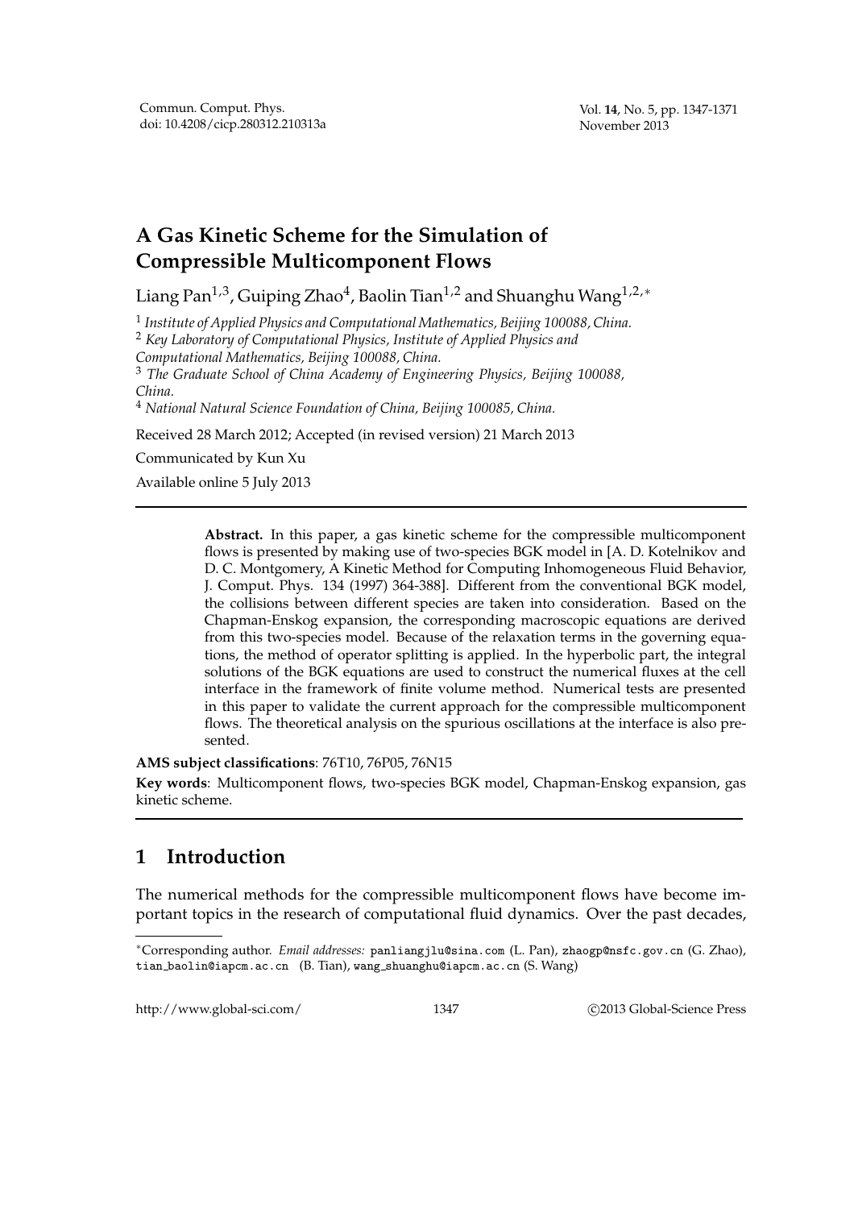# A Gas Kinetic Scheme for the Simulation of Compressible Multicomponent Flows

Liang Pan[1,3], Guiping Zhao[4], Baolin Tian[1,2] and Shuanghu Wang[1,2,∗]

[1] *Institute of Applied Physics and Computational Mathematics, Beijing 100088, China.*
[2] *Key Laboratory of Computational Physics, Institute of Applied Physics and Computational Mathematics, Beijing 100088, China.*
[3] *The Graduate School of China Academy of Engineering Physics, Beijing 100088, China.*
[4] *National Natural Science Foundation of China, Beijing 100085, China.*

Received 28 March 2012; Accepted (in revised version) 21 March 2013

Communicated by Kun Xu

Available online 5 July 2013

---

> **Abstract.** In this paper, a gas kinetic scheme for the compressible multicomponent flows is presented by making use of two-species BGK model in [A. D. Kotelnikov and D. C. Montgomery, A Kinetic Method for Computing Inhomogeneous Fluid Behavior, J. Comput. Phys. 134 (1997) 364-388]. Different from the conventional BGK model, the collisions between different species are taken into consideration. Based on the Chapman-Enskog expansion, the corresponding macroscopic equations are derived from this two-species model. Because of the relaxation terms in the governing equations, the method of operator splitting is applied. In the hyperbolic part, the integral solutions of the BGK equations are used to construct the numerical fluxes at the cell interface in the framework of finite volume method. Numerical tests are presented in this paper to validate the current approach for the compressible multicomponent flows. The theoretical analysis on the spurious oscillations at the interface is also presented.

**AMS subject classifications**: 76T10, 76P05, 76N15

**Key words**: Multicomponent flows, two-species BGK model, Chapman-Enskog expansion, gas kinetic scheme.

---

## 1 Introduction

The numerical methods for the compressible multicomponent flows have become important topics in the research of computational fluid dynamics. Over the past decades,

---

∗Corresponding author. *Email addresses:* panliangjlu@sina.com (L. Pan), zhaogp@nsfc.gov.cn (G. Zhao), tian_baolin@iapcm.ac.cn (B. Tian), wang_shuanghu@iapcm.ac.cn (S. Wang)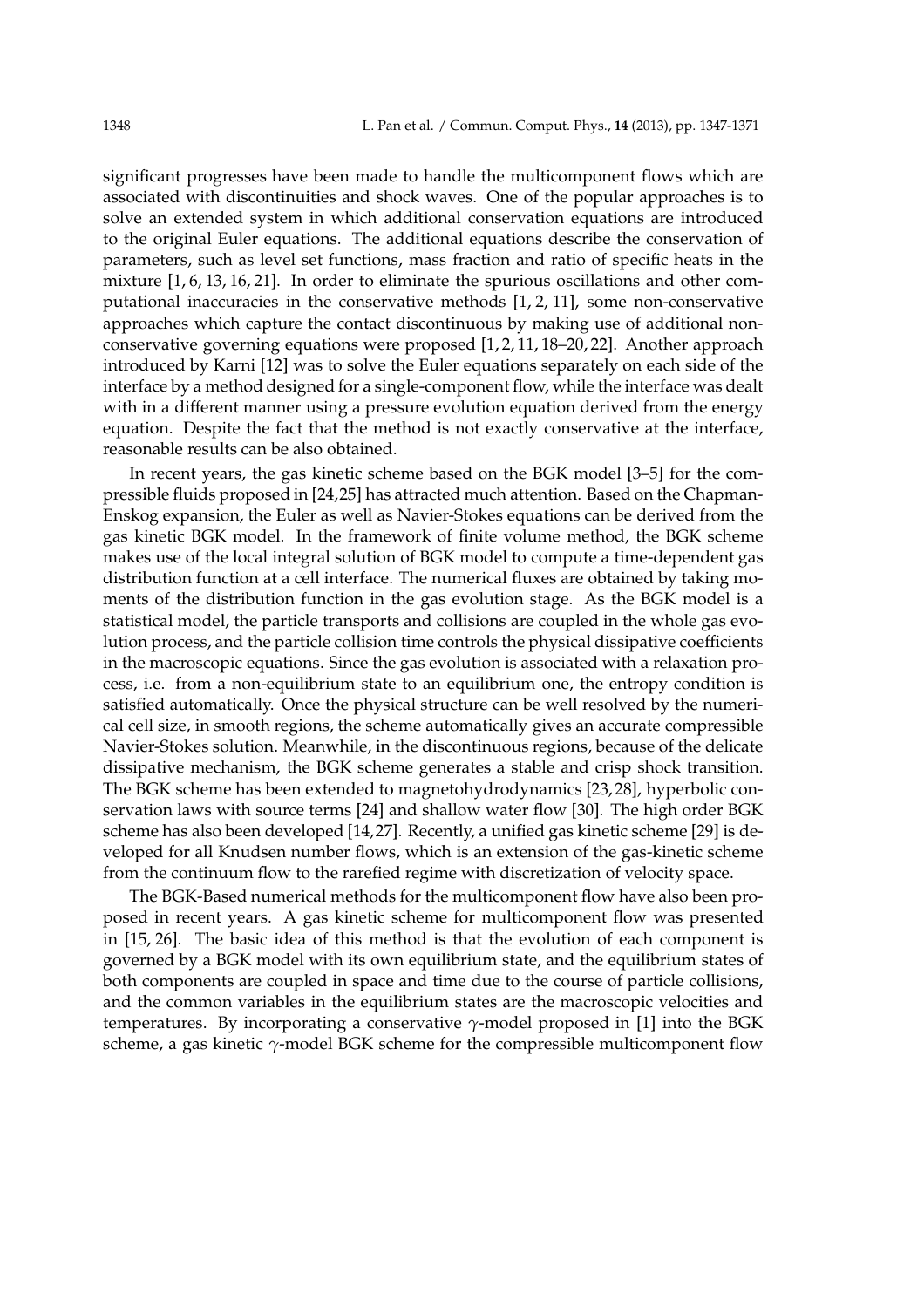significant progresses have been made to handle the multicomponent flows which are associated with discontinuities and shock waves. One of the popular approaches is to solve an extended system in which additional conservation equations are introduced to the original Euler equations. The additional equations describe the conservation of parameters, such as level set functions, mass fraction and ratio of specific heats in the mixture [1, 6, 13, 16, 21]. In order to eliminate the spurious oscillations and other computational inaccuracies in the conservative methods [1, 2, 11], some non-conservative approaches which capture the contact discontinuous by making use of additional non-conservative governing equations were proposed [1, 2, 11, 18–20, 22]. Another approach introduced by Karni [12] was to solve the Euler equations separately on each side of the interface by a method designed for a single-component flow, while the interface was dealt with in a different manner using a pressure evolution equation derived from the energy equation. Despite the fact that the method is not exactly conservative at the interface, reasonable results can be also obtained.

In recent years, the gas kinetic scheme based on the BGK model [3–5] for the compressible fluids proposed in [24,25] has attracted much attention. Based on the Chapman-Enskog expansion, the Euler as well as Navier-Stokes equations can be derived from the gas kinetic BGK model. In the framework of finite volume method, the BGK scheme makes use of the local integral solution of BGK model to compute a time-dependent gas distribution function at a cell interface. The numerical fluxes are obtained by taking moments of the distribution function in the gas evolution stage. As the BGK model is a statistical model, the particle transports and collisions are coupled in the whole gas evolution process, and the particle collision time controls the physical dissipative coefficients in the macroscopic equations. Since the gas evolution is associated with a relaxation process, i.e. from a non-equilibrium state to an equilibrium one, the entropy condition is satisfied automatically. Once the physical structure can be well resolved by the numerical cell size, in smooth regions, the scheme automatically gives an accurate compressible Navier-Stokes solution. Meanwhile, in the discontinuous regions, because of the delicate dissipative mechanism, the BGK scheme generates a stable and crisp shock transition. The BGK scheme has been extended to magnetohydrodynamics [23, 28], hyperbolic conservation laws with source terms [24] and shallow water flow [30]. The high order BGK scheme has also been developed [14,27]. Recently, a unified gas kinetic scheme [29] is developed for all Knudsen number flows, which is an extension of the gas-kinetic scheme from the continuum flow to the rarefied regime with discretization of velocity space.

The BGK-Based numerical methods for the multicomponent flow have also been proposed in recent years. A gas kinetic scheme for multicomponent flow was presented in [15, 26]. The basic idea of this method is that the evolution of each component is governed by a BGK model with its own equilibrium state, and the equilibrium states of both components are coupled in space and time due to the course of particle collisions, and the common variables in the equilibrium states are the macroscopic velocities and temperatures. By incorporating a conservative $\gamma$-model proposed in [1] into the BGK scheme, a gas kinetic $\gamma$-model BGK scheme for the compressible multicomponent flow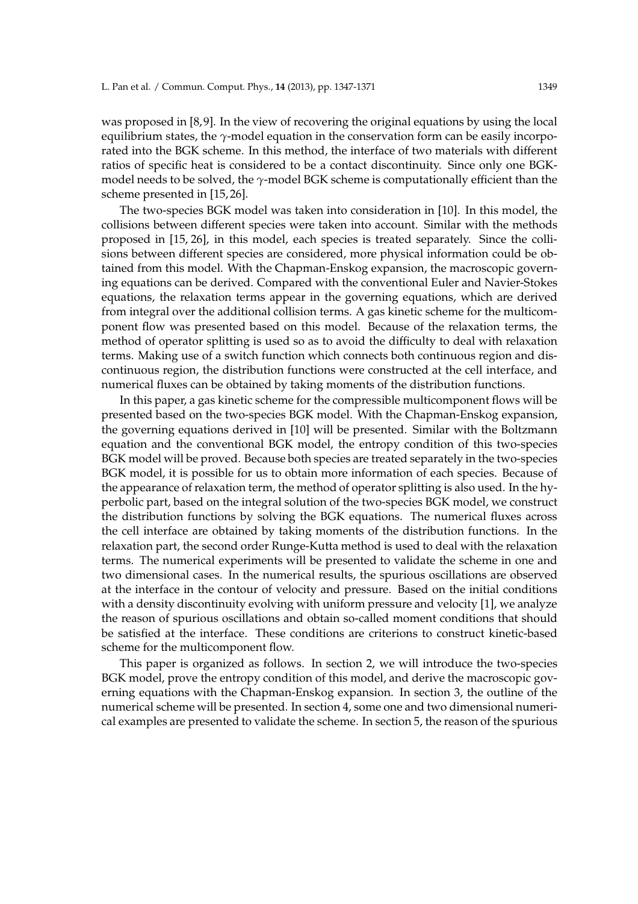was proposed in [8,9]. In the view of recovering the original equations by using the local equilibrium states, the $\gamma$-model equation in the conservation form can be easily incorporated into the BGK scheme. In this method, the interface of two materials with different ratios of specific heat is considered to be a contact discontinuity. Since only one BGK-model needs to be solved, the $\gamma$-model BGK scheme is computationally efficient than the scheme presented in [15,26].

The two-species BGK model was taken into consideration in [10]. In this model, the collisions between different species were taken into account. Similar with the methods proposed in [15, 26], in this model, each species is treated separately. Since the collisions between different species are considered, more physical information could be obtained from this model. With the Chapman-Enskog expansion, the macroscopic governing equations can be derived. Compared with the conventional Euler and Navier-Stokes equations, the relaxation terms appear in the governing equations, which are derived from integral over the additional collision terms. A gas kinetic scheme for the multicomponent flow was presented based on this model. Because of the relaxation terms, the method of operator splitting is used so as to avoid the difficulty to deal with relaxation terms. Making use of a switch function which connects both continuous region and discontinuous region, the distribution functions were constructed at the cell interface, and numerical fluxes can be obtained by taking moments of the distribution functions.

In this paper, a gas kinetic scheme for the compressible multicomponent flows will be presented based on the two-species BGK model. With the Chapman-Enskog expansion, the governing equations derived in [10] will be presented. Similar with the Boltzmann equation and the conventional BGK model, the entropy condition of this two-species BGK model will be proved. Because both species are treated separately in the two-species BGK model, it is possible for us to obtain more information of each species. Because of the appearance of relaxation term, the method of operator splitting is also used. In the hyperbolic part, based on the integral solution of the two-species BGK model, we construct the distribution functions by solving the BGK equations. The numerical fluxes across the cell interface are obtained by taking moments of the distribution functions. In the relaxation part, the second order Runge-Kutta method is used to deal with the relaxation terms. The numerical experiments will be presented to validate the scheme in one and two dimensional cases. In the numerical results, the spurious oscillations are observed at the interface in the contour of velocity and pressure. Based on the initial conditions with a density discontinuity evolving with uniform pressure and velocity [1], we analyze the reason of spurious oscillations and obtain so-called moment conditions that should be satisfied at the interface. These conditions are criterions to construct kinetic-based scheme for the multicomponent flow.

This paper is organized as follows. In section 2, we will introduce the two-species BGK model, prove the entropy condition of this model, and derive the macroscopic governing equations with the Chapman-Enskog expansion. In section 3, the outline of the numerical scheme will be presented. In section 4, some one and two dimensional numerical examples are presented to validate the scheme. In section 5, the reason of the spurious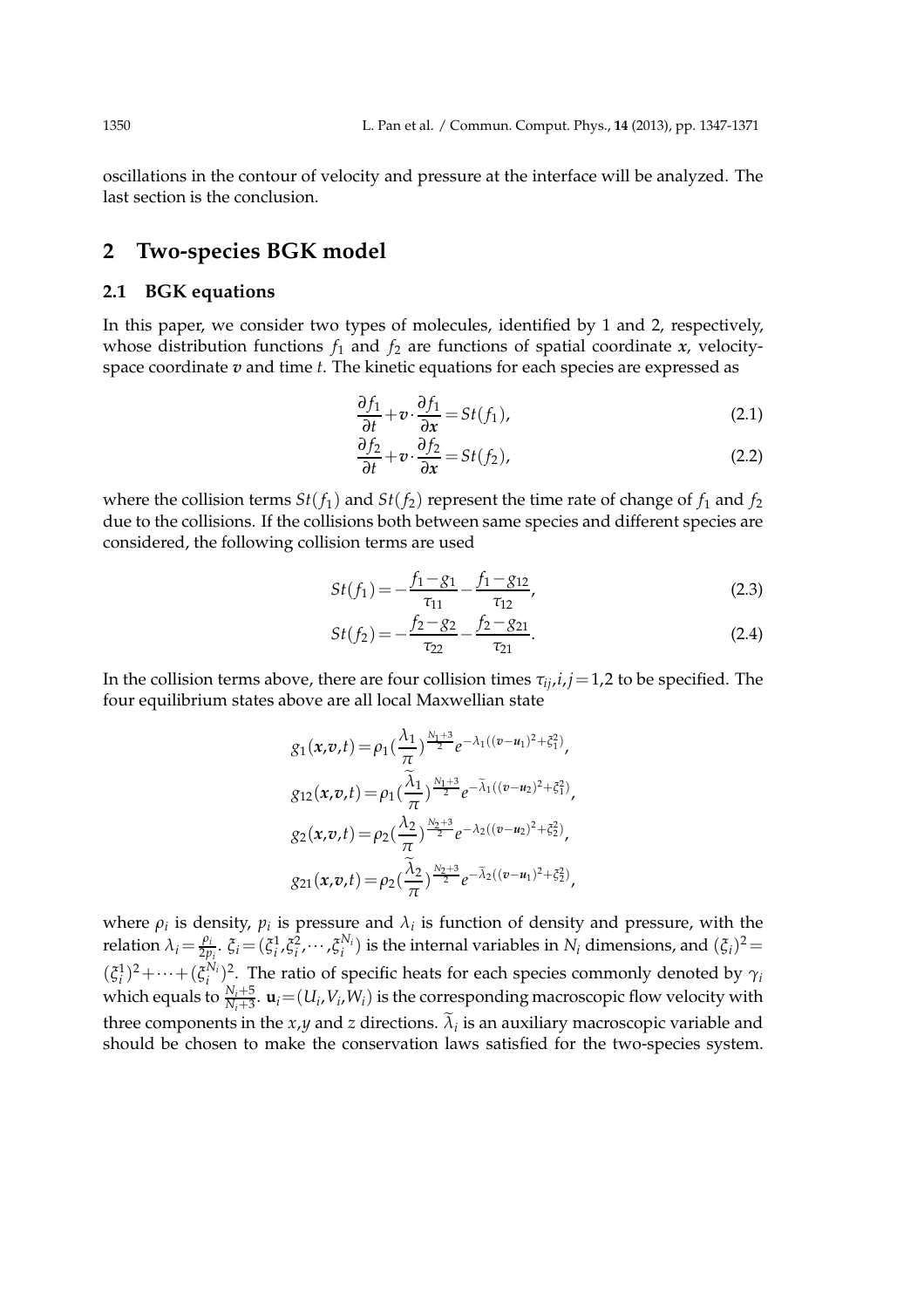oscillations in the contour of velocity and pressure at the interface will be analyzed. The last section is the conclusion.

## 2 Two-species BGK model

### 2.1 BGK equations

In this paper, we consider two types of molecules, identified by 1 and 2, respectively, whose distribution functions $f_1$ and $f_2$ are functions of spatial coordinate $\boldsymbol{x}$, velocity-space coordinate $\boldsymbol{v}$ and time $t$. The kinetic equations for each species are expressed as

$$\frac{\partial f_1}{\partial t}+\boldsymbol{v}\cdot\frac{\partial f_1}{\partial \boldsymbol{x}}=St(f_1), \tag{2.1}$$

$$\frac{\partial f_2}{\partial t}+\boldsymbol{v}\cdot\frac{\partial f_2}{\partial \boldsymbol{x}}=St(f_2), \tag{2.2}$$

where the collision terms $St(f_1)$ and $St(f_2)$ represent the time rate of change of $f_1$ and $f_2$ due to the collisions. If the collisions both between same species and different species are considered, the following collision terms are used

$$St(f_1)=-\frac{f_1-g_1}{\tau_{11}}-\frac{f_1-g_{12}}{\tau_{12}}, \tag{2.3}$$

$$St(f_2)=-\frac{f_2-g_2}{\tau_{22}}-\frac{f_2-g_{21}}{\tau_{21}}. \tag{2.4}$$

In the collision terms above, there are four collision times $\tau_{ij},i,j=1,2$ to be specified. The four equilibrium states above are all local Maxwellian state

$$
\begin{aligned}
g_1(\boldsymbol{x},\boldsymbol{v},t)&=\rho_1\Big(\frac{\lambda_1}{\pi}\Big)^{\frac{N_1+3}{2}}e^{-\lambda_1((\boldsymbol{v}-\boldsymbol{u}_1)^2+\xi_1^2)},\\
g_{12}(\boldsymbol{x},\boldsymbol{v},t)&=\rho_1\Big(\frac{\widetilde{\lambda}_1}{\pi}\Big)^{\frac{N_1+3}{2}}e^{-\widetilde{\lambda}_1((\boldsymbol{v}-\boldsymbol{u}_2)^2+\xi_1^2)},\\
g_2(\boldsymbol{x},\boldsymbol{v},t)&=\rho_2\Big(\frac{\lambda_2}{\pi}\Big)^{\frac{N_2+3}{2}}e^{-\lambda_2((\boldsymbol{v}-\boldsymbol{u}_2)^2+\xi_2^2)},\\
g_{21}(\boldsymbol{x},\boldsymbol{v},t)&=\rho_2\Big(\frac{\widetilde{\lambda}_2}{\pi}\Big)^{\frac{N_2+3}{2}}e^{-\widetilde{\lambda}_2((\boldsymbol{v}-\boldsymbol{u}_1)^2+\xi_2^2)},
\end{aligned}
$$

where $\rho_i$ is density, $p_i$ is pressure and $\lambda_i$ is function of density and pressure, with the relation $\lambda_i=\frac{\rho_i}{2p_i}$. $\xi_i=(\xi_i^1,\xi_i^2,\cdots,\xi_i^{N_i})$ is the internal variables in $N_i$ dimensions, and $(\xi_i)^2=(\xi_i^1)^2+\cdots+(\xi_i^{N_i})^2$. The ratio of specific heats for each species commonly denoted by $\gamma_i$ which equals to $\frac{N_i+5}{N_i+3}$. $\mathbf{u}_i=(U_i,V_i,W_i)$ is the corresponding macroscopic flow velocity with three components in the $x$,$y$ and $z$ directions. $\widetilde{\lambda}_i$ is an auxiliary macroscopic variable and should be chosen to make the conservation laws satisfied for the two-species system.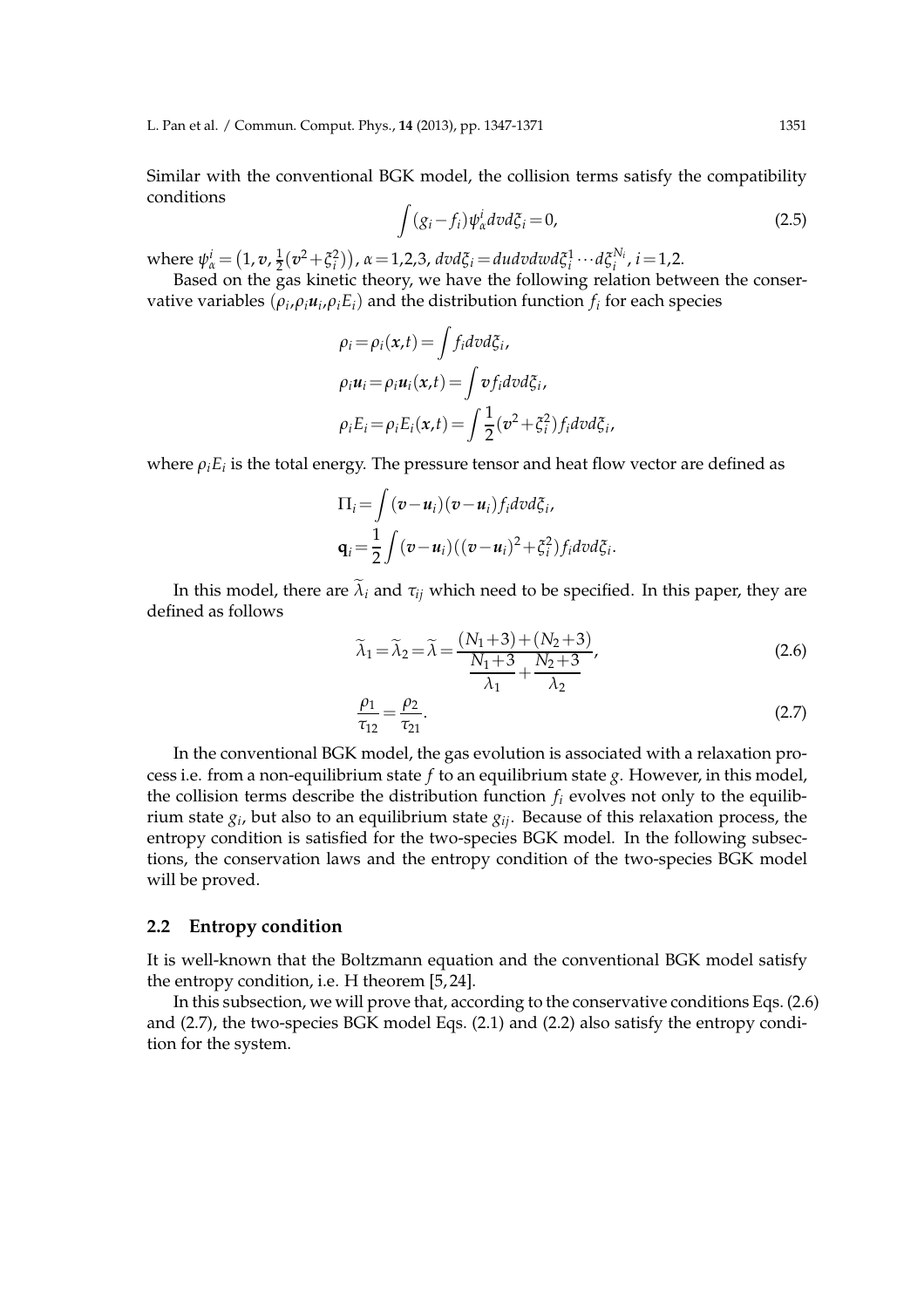Similar with the conventional BGK model, the collision terms satisfy the compatibility conditions

$$\int (g_i - f_i)\psi_\alpha^i dvd\xi_i = 0, \tag{2.5}$$

where $\psi_\alpha^i = \left(1, \boldsymbol{v}, \frac{1}{2}(\boldsymbol{v}^2 + \xi_i^2)\right)$, $\alpha = 1,2,3$, $dvd\xi_i = dudvdwd\xi_i^1 \cdots d\xi_i^{N_i}$, $i = 1,2$.

Based on the gas kinetic theory, we have the following relation between the conservative variables $(\rho_i, \rho_i \boldsymbol{u}_i, \rho_i E_i)$ and the distribution function $f_i$ for each species

$$\begin{aligned}
\rho_i &= \rho_i(\boldsymbol{x},t) = \int f_i dvd\xi_i, \\
\rho_i \boldsymbol{u}_i &= \rho_i \boldsymbol{u}_i(\boldsymbol{x},t) = \int \boldsymbol{v} f_i dvd\xi_i, \\
\rho_i E_i &= \rho_i E_i(\boldsymbol{x},t) = \int \frac{1}{2}(\boldsymbol{v}^2 + \xi_i^2) f_i dvd\xi_i,
\end{aligned}$$

where $\rho_i E_i$ is the total energy. The pressure tensor and heat flow vector are defined as

$$\begin{aligned}
\Pi_i &= \int (\boldsymbol{v} - \boldsymbol{u}_i)(\boldsymbol{v} - \boldsymbol{u}_i) f_i dvd\xi_i, \\
\mathbf{q}_i &= \frac{1}{2} \int (\boldsymbol{v} - \boldsymbol{u}_i)((\boldsymbol{v} - \boldsymbol{u}_i)^2 + \xi_i^2) f_i dvd\xi_i.
\end{aligned}$$

In this model, there are $\widetilde{\lambda}_i$ and $\tau_{ij}$ which need to be specified. In this paper, they are defined as follows

$$\widetilde{\lambda}_1 = \widetilde{\lambda}_2 = \widetilde{\lambda} = \frac{(N_1+3) + (N_2+3)}{\dfrac{N_1+3}{\lambda_1} + \dfrac{N_2+3}{\lambda_2}}, \tag{2.6}$$

$$\frac{\rho_1}{\tau_{12}} = \frac{\rho_2}{\tau_{21}}. \tag{2.7}$$

In the conventional BGK model, the gas evolution is associated with a relaxation process i.e. from a non-equilibrium state $f$ to an equilibrium state $g$. However, in this model, the collision terms describe the distribution function $f_i$ evolves not only to the equilibrium state $g_i$, but also to an equilibrium state $g_{ij}$. Because of this relaxation process, the entropy condition is satisfied for the two-species BGK model. In the following subsections, the conservation laws and the entropy condition of the two-species BGK model will be proved.

## 2.2 Entropy condition

It is well-known that the Boltzmann equation and the conventional BGK model satisfy the entropy condition, i.e. H theorem [5, 24].

In this subsection, we will prove that, according to the conservative conditions Eqs. (2.6) and (2.7), the two-species BGK model Eqs. (2.1) and (2.2) also satisfy the entropy condition for the system.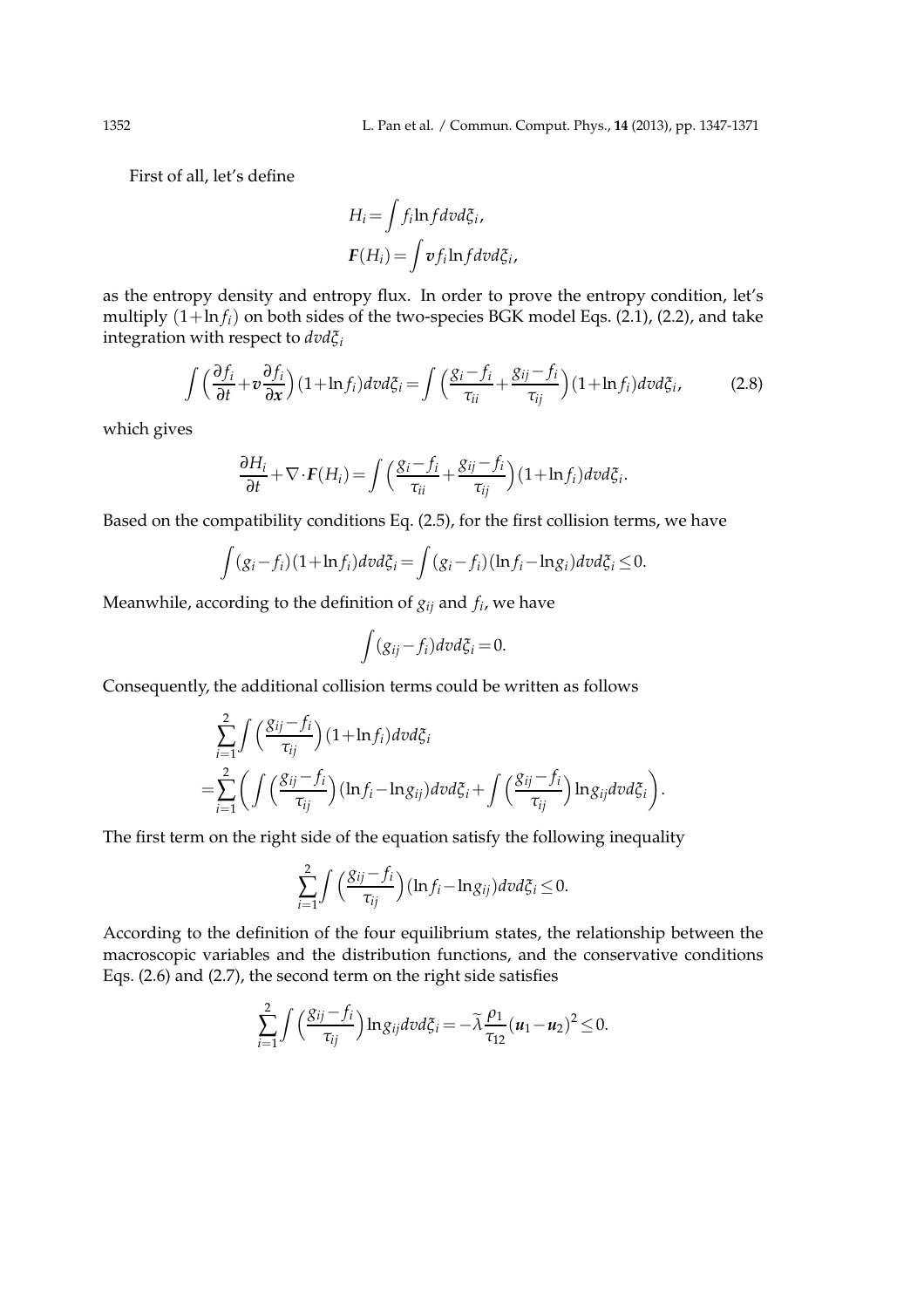First of all, let's define

$$
\begin{aligned}
H_i &= \int f_i \ln f dv d\xi_i, \\
\boldsymbol{F}(H_i) &= \int \boldsymbol{v} f_i \ln f dv d\xi_i,
\end{aligned}
$$

as the entropy density and entropy flux. In order to prove the entropy condition, let's multiply $(1+\ln f_i)$ on both sides of the two-species BGK model Eqs. (2.1), (2.2), and take integration with respect to $dvd\xi_i$

$$
\int \Big( \frac{\partial f_i}{\partial t} + \boldsymbol{v} \frac{\partial f_i}{\partial \boldsymbol{x}} \Big)(1+\ln f_i) dv d\xi_i = \int \Big( \frac{g_i - f_i}{\tau_{ii}} + \frac{g_{ij} - f_i}{\tau_{ij}} \Big)(1+\ln f_i) dv d\xi_i, \tag{2.8}
$$

which gives

$$
\frac{\partial H_i}{\partial t} + \nabla \cdot \boldsymbol{F}(H_i) = \int \Big( \frac{g_i - f_i}{\tau_{ii}} + \frac{g_{ij} - f_i}{\tau_{ij}} \Big)(1+\ln f_i) dv d\xi_i.
$$

Based on the compatibility conditions Eq. (2.5), for the first collision terms, we have

$$
\int (g_i - f_i)(1+\ln f_i) dv d\xi_i = \int (g_i - f_i)(\ln f_i - \ln g_i) dv d\xi_i \leq 0.
$$

Meanwhile, according to the definition of $g_{ij}$ and $f_i$, we have

$$
\int (g_{ij} - f_i) dv d\xi_i = 0.
$$

Consequently, the additional collision terms could be written as follows

$$
\begin{aligned}
&\sum_{i=1}^{2} \int \Big( \frac{g_{ij} - f_i}{\tau_{ij}} \Big)(1+\ln f_i) dv d\xi_i \\
=&\sum_{i=1}^{2} \bigg( \int \Big( \frac{g_{ij} - f_i}{\tau_{ij}} \Big)(\ln f_i - \ln g_{ij}) dv d\xi_i + \int \Big( \frac{g_{ij} - f_i}{\tau_{ij}} \Big) \ln g_{ij} dv d\xi_i \bigg).
\end{aligned}
$$

The first term on the right side of the equation satisfy the following inequality

$$
\sum_{i=1}^{2} \int \Big( \frac{g_{ij} - f_i}{\tau_{ij}} \Big)(\ln f_i - \ln g_{ij}) dv d\xi_i \leq 0.
$$

According to the definition of the four equilibrium states, the relationship between the macroscopic variables and the distribution functions, and the conservative conditions Eqs. (2.6) and (2.7), the second term on the right side satisfies

$$
\sum_{i=1}^{2} \int \Big( \frac{g_{ij} - f_i}{\tau_{ij}} \Big) \ln g_{ij} dv d\xi_i = -\widetilde{\lambda} \frac{\rho_1}{\tau_{12}} (\boldsymbol{u}_1 - \boldsymbol{u}_2)^2 \leq 0.
$$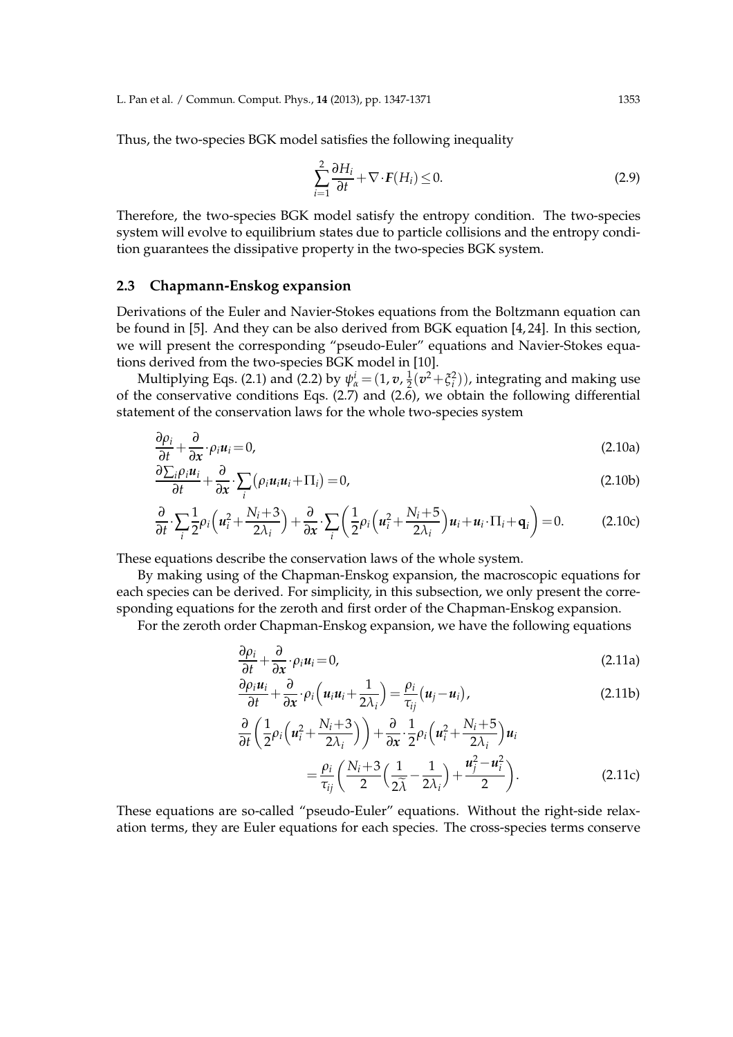Thus, the two-species BGK model satisfies the following inequality

$$\sum_{i=1}^{2}\frac{\partial H_i}{\partial t}+\nabla\cdot\boldsymbol{F}(H_i)\leq 0. \tag{2.9}$$

Therefore, the two-species BGK model satisfy the entropy condition. The two-species system will evolve to equilibrium states due to particle collisions and the entropy condition guarantees the dissipative property in the two-species BGK system.

### 2.3 Chapmann-Enskog expansion

Derivations of the Euler and Navier-Stokes equations from the Boltzmann equation can be found in [5]. And they can be also derived from BGK equation [4, 24]. In this section, we will present the corresponding "pseudo-Euler" equations and Navier-Stokes equations derived from the two-species BGK model in [10].

Multiplying Eqs. (2.1) and (2.2) by $\psi_\alpha^i=(1,\boldsymbol{v},\frac{1}{2}(\boldsymbol{v}^2+\xi_i^2))$, integrating and making use of the conservative conditions Eqs. (2.7) and (2.6), we obtain the following differential statement of the conservation laws for the whole two-species system

$$\frac{\partial \rho_i}{\partial t}+\frac{\partial}{\partial \boldsymbol{x}}\cdot\rho_i\boldsymbol{u}_i=0, \tag{2.10a}$$

$$\frac{\partial \sum_i\rho_i\boldsymbol{u}_i}{\partial t}+\frac{\partial}{\partial \boldsymbol{x}}\cdot\sum_i\big(\rho_i\boldsymbol{u}_i\boldsymbol{u}_i+\Pi_i\big)=0, \tag{2.10b}$$

$$\frac{\partial}{\partial t}\cdot\sum_i\frac{1}{2}\rho_i\Big(\boldsymbol{u}_i^2+\frac{N_i+3}{2\lambda_i}\Big)+\frac{\partial}{\partial \boldsymbol{x}}\cdot\sum_i\bigg(\frac{1}{2}\rho_i\Big(\boldsymbol{u}_i^2+\frac{N_i+5}{2\lambda_i}\Big)\boldsymbol{u}_i+\boldsymbol{u}_i\cdot\Pi_i+\mathbf{q}_i\bigg)=0. \tag{2.10c}$$

These equations describe the conservation laws of the whole system.

By making using of the Chapman-Enskog expansion, the macroscopic equations for each species can be derived. For simplicity, in this subsection, we only present the corresponding equations for the zeroth and first order of the Chapman-Enskog expansion.

For the zeroth order Chapman-Enskog expansion, we have the following equations

$$\frac{\partial \rho_i}{\partial t}+\frac{\partial}{\partial \boldsymbol{x}}\cdot\rho_i\boldsymbol{u}_i=0, \tag{2.11a}$$

$$\frac{\partial \rho_i\boldsymbol{u}_i}{\partial t}+\frac{\partial}{\partial \boldsymbol{x}}\cdot\rho_i\Big(\boldsymbol{u}_i\boldsymbol{u}_i+\frac{1}{2\lambda_i}\Big)=\frac{\rho_i}{\tau_{ij}}\big(\boldsymbol{u}_j-\boldsymbol{u}_i\big), \tag{2.11b}$$

$$\begin{aligned}\frac{\partial}{\partial t}\bigg(\frac{1}{2}\rho_i\Big(\boldsymbol{u}_i^2+\frac{N_i+3}{2\lambda_i}\Big)\bigg)&+\frac{\partial}{\partial \boldsymbol{x}}\cdot\frac{1}{2}\rho_i\Big(\boldsymbol{u}_i^2+\frac{N_i+5}{2\lambda_i}\Big)\boldsymbol{u}_i\\&=\frac{\rho_i}{\tau_{ij}}\bigg(\frac{N_i+3}{2}\Big(\frac{1}{2\widetilde{\lambda}}-\frac{1}{2\lambda_i}\Big)+\frac{\boldsymbol{u}_j^2-\boldsymbol{u}_i^2}{2}\bigg).\end{aligned} \tag{2.11c}$$

These equations are so-called "pseudo-Euler" equations. Without the right-side relaxation terms, they are Euler equations for each species. The cross-species terms conserve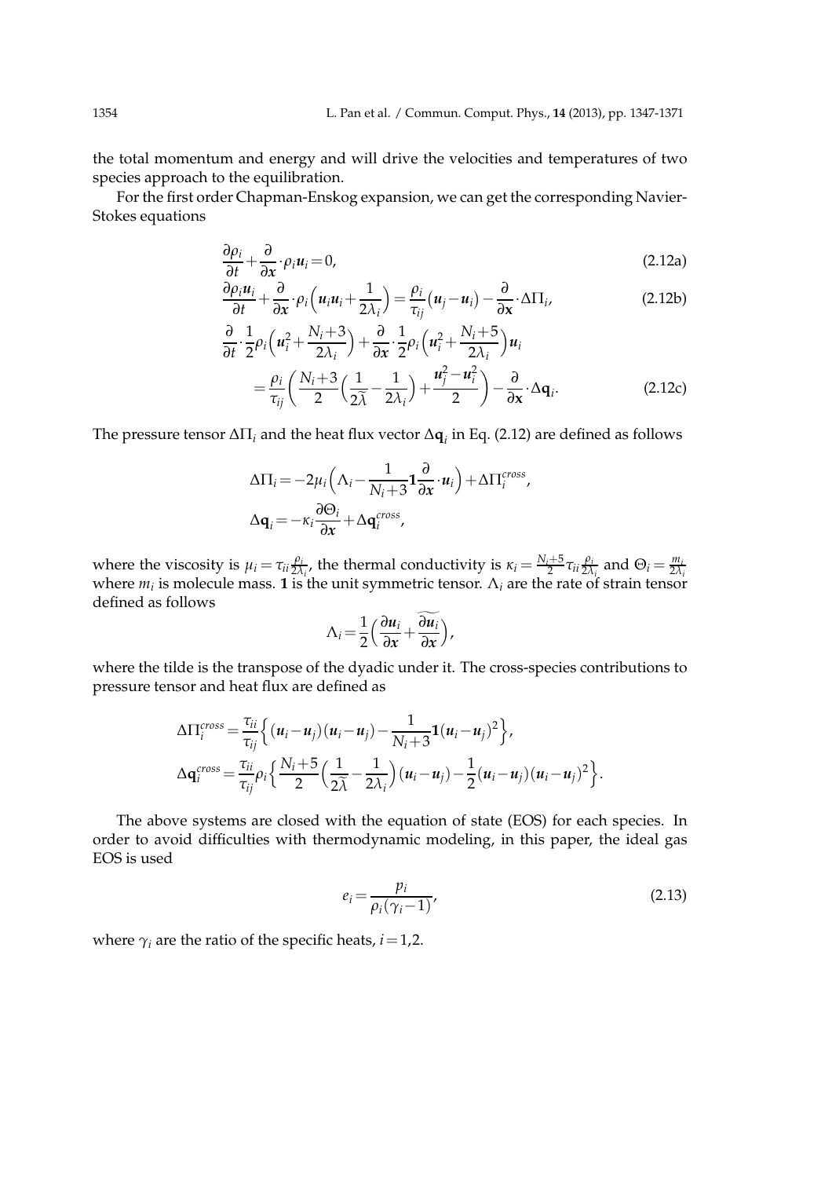the total momentum and energy and will drive the velocities and temperatures of two species approach to the equilibration.

For the first order Chapman-Enskog expansion, we can get the corresponding Navier-Stokes equations

$$\frac{\partial \rho_i}{\partial t}+\frac{\partial}{\partial \boldsymbol{x}}\cdot\rho_i\boldsymbol{u}_i=0, \tag{2.12a}$$

$$\frac{\partial \rho_i\boldsymbol{u}_i}{\partial t}+\frac{\partial}{\partial \boldsymbol{x}}\cdot\rho_i\Big(\boldsymbol{u}_i\boldsymbol{u}_i+\frac{1}{2\lambda_i}\Big)=\frac{\rho_i}{\tau_{ij}}\big(\boldsymbol{u}_j-\boldsymbol{u}_i\big)-\frac{\partial}{\partial \mathbf{x}}\cdot\Delta\Pi_i, \tag{2.12b}$$

$$\begin{aligned}&\frac{\partial}{\partial t}\cdot\frac{1}{2}\rho_i\Big(\boldsymbol{u}_i^2+\frac{N_i+3}{2\lambda_i}\Big)+\frac{\partial}{\partial \boldsymbol{x}}\cdot\frac{1}{2}\rho_i\Big(\boldsymbol{u}_i^2+\frac{N_i+5}{2\lambda_i}\Big)\boldsymbol{u}_i\\&\quad=\frac{\rho_i}{\tau_{ij}}\Big(\frac{N_i+3}{2}\Big(\frac{1}{2\widetilde{\lambda}}-\frac{1}{2\lambda_i}\Big)+\frac{\boldsymbol{u}_j^2-\boldsymbol{u}_i^2}{2}\Big)-\frac{\partial}{\partial \mathbf{x}}\cdot\Delta\mathbf{q}_i.\end{aligned} \tag{2.12c}$$

The pressure tensor $\Delta\Pi_i$ and the heat flux vector $\Delta\mathbf{q}_i$ in Eq. (2.12) are defined as follows

$$\begin{aligned}&\Delta\Pi_i=-2\mu_i\Big(\Lambda_i-\frac{1}{N_i+3}\mathbf{1}\frac{\partial}{\partial \boldsymbol{x}}\cdot\boldsymbol{u}_i\Big)+\Delta\Pi_i^{cross},\\&\Delta\mathbf{q}_i=-\kappa_i\frac{\partial\Theta_i}{\partial \boldsymbol{x}}+\Delta\mathbf{q}_i^{cross},\end{aligned}$$

where the viscosity is $\mu_i=\tau_{ii}\frac{\rho_i}{2\lambda_i}$, the thermal conductivity is $\kappa_i=\frac{N_i+5}{2}\tau_{ii}\frac{\rho_i}{2\lambda_i}$ and $\Theta_i=\frac{m_i}{2\lambda_i}$ where $m_i$ is molecule mass. $\mathbf{1}$ is the unit symmetric tensor. $\Lambda_i$ are the rate of strain tensor defined as follows

$$\Lambda_i=\frac{1}{2}\Big(\frac{\partial\boldsymbol{u}_i}{\partial\boldsymbol{x}}+\widetilde{\frac{\partial\boldsymbol{u}_i}{\partial\boldsymbol{x}}}\Big),$$

where the tilde is the transpose of the dyadic under it. The cross-species contributions to pressure tensor and heat flux are defined as

$$\begin{aligned}&\Delta\Pi_i^{cross}=\frac{\tau_{ii}}{\tau_{ij}}\Big\{(\boldsymbol{u}_i-\boldsymbol{u}_j)(\boldsymbol{u}_i-\boldsymbol{u}_j)-\frac{1}{N_i+3}\mathbf{1}(\boldsymbol{u}_i-\boldsymbol{u}_j)^2\Big\},\\&\Delta\mathbf{q}_i^{cross}=\frac{\tau_{ii}}{\tau_{ij}}\rho_i\Big\{\frac{N_i+5}{2}\Big(\frac{1}{2\widetilde{\lambda}}-\frac{1}{2\lambda_i}\Big)(\boldsymbol{u}_i-\boldsymbol{u}_j)-\frac{1}{2}(\boldsymbol{u}_i-\boldsymbol{u}_j)(\boldsymbol{u}_i-\boldsymbol{u}_j)^2\Big\}.\end{aligned}$$

The above systems are closed with the equation of state (EOS) for each species. In order to avoid difficulties with thermodynamic modeling, in this paper, the ideal gas EOS is used

$$e_i=\frac{p_i}{\rho_i(\gamma_i-1)}, \tag{2.13}$$

where $\gamma_i$ are the ratio of the specific heats, $i=1,2$.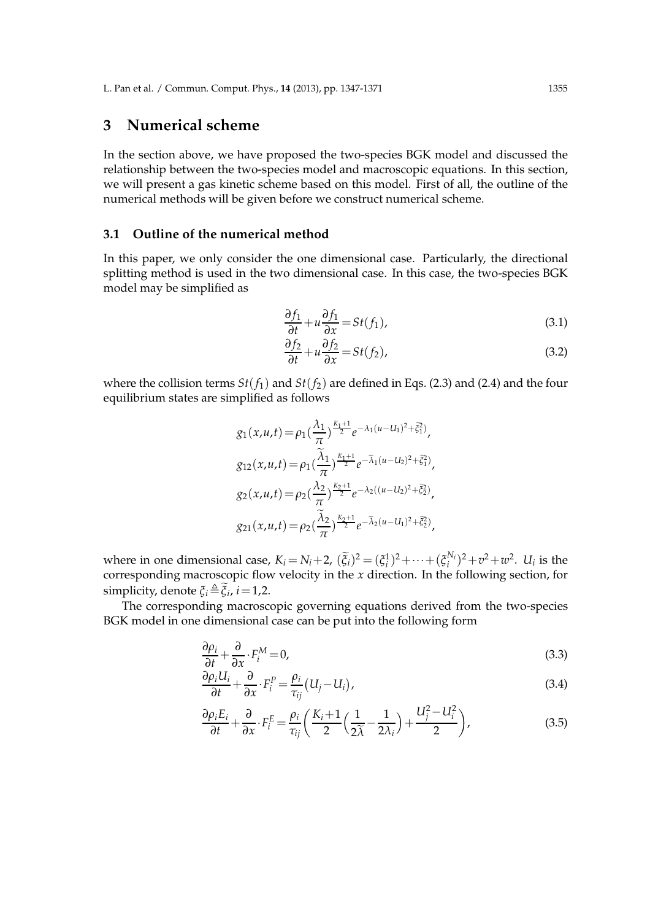## 3 Numerical scheme

In the section above, we have proposed the two-species BGK model and discussed the relationship between the two-species model and macroscopic equations. In this section, we will present a gas kinetic scheme based on this model. First of all, the outline of the numerical methods will be given before we construct numerical scheme.

### 3.1 Outline of the numerical method

In this paper, we only consider the one dimensional case. Particularly, the directional splitting method is used in the two dimensional case. In this case, the two-species BGK model may be simplified as

$$\frac{\partial f_1}{\partial t}+u\frac{\partial f_1}{\partial x}=St(f_1), \tag{3.1}$$

$$\frac{\partial f_2}{\partial t}+u\frac{\partial f_2}{\partial x}=St(f_2), \tag{3.2}$$

where the collision terms $St(f_1)$ and $St(f_2)$ are defined in Eqs. (2.3) and (2.4) and the four equilibrium states are simplified as follows

$$\begin{aligned}
g_1(x,u,t)&=\rho_1(\frac{\lambda_1}{\pi})^{\frac{K_1+1}{2}}e^{-\lambda_1(u-U_1)^2+\widetilde{\xi}_1^2)},\\
g_{12}(x,u,t)&=\rho_1(\frac{\widetilde{\lambda}_1}{\pi})^{\frac{K_1+1}{2}}e^{-\widetilde{\lambda}_1(u-U_2)^2+\widetilde{\xi}_1^2)},\\
g_2(x,u,t)&=\rho_2(\frac{\lambda_2}{\pi})^{\frac{K_2+1}{2}}e^{-\lambda_2((u-U_2)^2+\widetilde{\xi}_2^2)},\\
g_{21}(x,u,t)&=\rho_2(\frac{\widetilde{\lambda}_2}{\pi})^{\frac{K_2+1}{2}}e^{-\widetilde{\lambda}_2(u-U_1)^2+\widetilde{\xi}_2^2)},
\end{aligned}$$

where in one dimensional case, $K_i=N_i+2$, $(\widetilde{\xi}_i)^2=(\xi_i^1)^2+\cdots+(\xi_i^{N_i})^2+v^2+w^2$. $U_i$ is the corresponding macroscopic flow velocity in the $x$ direction. In the following section, for simplicity, denote $\xi_i \triangleq \widetilde{\xi}_i$, $i=1,2$.

The corresponding macroscopic governing equations derived from the two-species BGK model in one dimensional case can be put into the following form

$$\frac{\partial \rho_i}{\partial t}+\frac{\partial}{\partial x}\cdot F_i^M=0, \tag{3.3}$$

$$\frac{\partial \rho_i U_i}{\partial t}+\frac{\partial}{\partial x}\cdot F_i^P=\frac{\rho_i}{\tau_{ij}}\big(U_j-U_i\big), \tag{3.4}$$

$$\frac{\partial \rho_i E_i}{\partial t}+\frac{\partial}{\partial x}\cdot F_i^E=\frac{\rho_i}{\tau_{ij}}\bigg(\frac{K_i+1}{2}\Big(\frac{1}{2\widetilde{\lambda}}-\frac{1}{2\lambda_i}\Big)+\frac{U_j^2-U_i^2}{2}\bigg), \tag{3.5}$$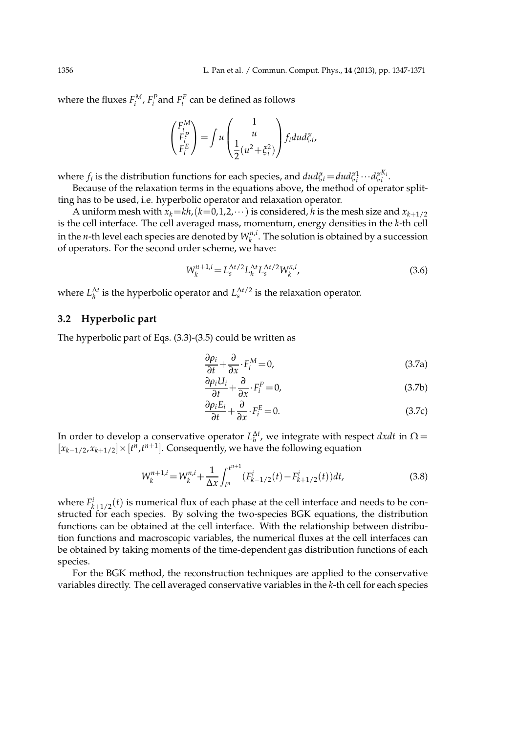where the fluxes $F_i^M$, $F_i^P$and $F_i^E$ can be defined as follows

$$\begin{pmatrix} F_i^M \\ F_i^P \\ F_i^E \end{pmatrix} = \int u \begin{pmatrix} 1 \\ u \\ \dfrac{1}{2}(u^2+\xi_i^2) \end{pmatrix} f_i du d\xi_i,$$

where $f_i$ is the distribution functions for each species, and $dud\xi_i = dud\xi_i^1 \cdots d\xi_i^{K_i}$.

Because of the relaxation terms in the equations above, the method of operator splitting has to be used, i.e. hyperbolic operator and relaxation operator.

A uniform mesh with $x_k = kh, (k=0,1,2,\cdots)$ is considered, $h$ is the mesh size and $x_{k+1/2}$ is the cell interface. The cell averaged mass, momentum, energy densities in the $k$-th cell in the $n$-th level each species are denoted by $W_k^{n,i}$. The solution is obtained by a succession of operators. For the second order scheme, we have:

$$W_k^{n+1,i} = L_s^{\Delta t/2} L_h^{\Delta t} L_s^{\Delta t/2} W_k^{n,i}, \tag{3.6}$$

where $L_h^{\Delta t}$ is the hyperbolic operator and $L_s^{\Delta t/2}$ is the relaxation operator.

### 3.2 Hyperbolic part

The hyperbolic part of Eqs. (3.3)-(3.5) could be written as

$$\frac{\partial \rho_i}{\partial t} + \frac{\partial}{\partial x} \cdot F_i^M = 0, \tag{3.7a}$$

$$\frac{\partial \rho_i U_i}{\partial t} + \frac{\partial}{\partial x} \cdot F_i^P = 0, \tag{3.7b}$$

$$\frac{\partial \rho_i E_i}{\partial t} + \frac{\partial}{\partial x} \cdot F_i^E = 0. \tag{3.7c}$$

In order to develop a conservative operator $L_h^{\Delta t}$, we integrate with respect $dxdt$ in $\Omega = [x_{k-1/2}, x_{k+1/2}] \times [t^n, t^{n+1}]$. Consequently, we have the following equation

$$W_k^{n+1,i} = W_k^{n,i} + \frac{1}{\Delta x} \int_{t^n}^{t^{n+1}} (F_{k-1/2}^i(t) - F_{k+1/2}^i(t)) dt, \tag{3.8}$$

where $F_{k+1/2}^i(t)$ is numerical flux of each phase at the cell interface and needs to be constructed for each species. By solving the two-species BGK equations, the distribution functions can be obtained at the cell interface. With the relationship between distribution functions and macroscopic variables, the numerical fluxes at the cell interfaces can be obtained by taking moments of the time-dependent gas distribution functions of each species.

For the BGK method, the reconstruction techniques are applied to the conservative variables directly. The cell averaged conservative variables in the $k$-th cell for each species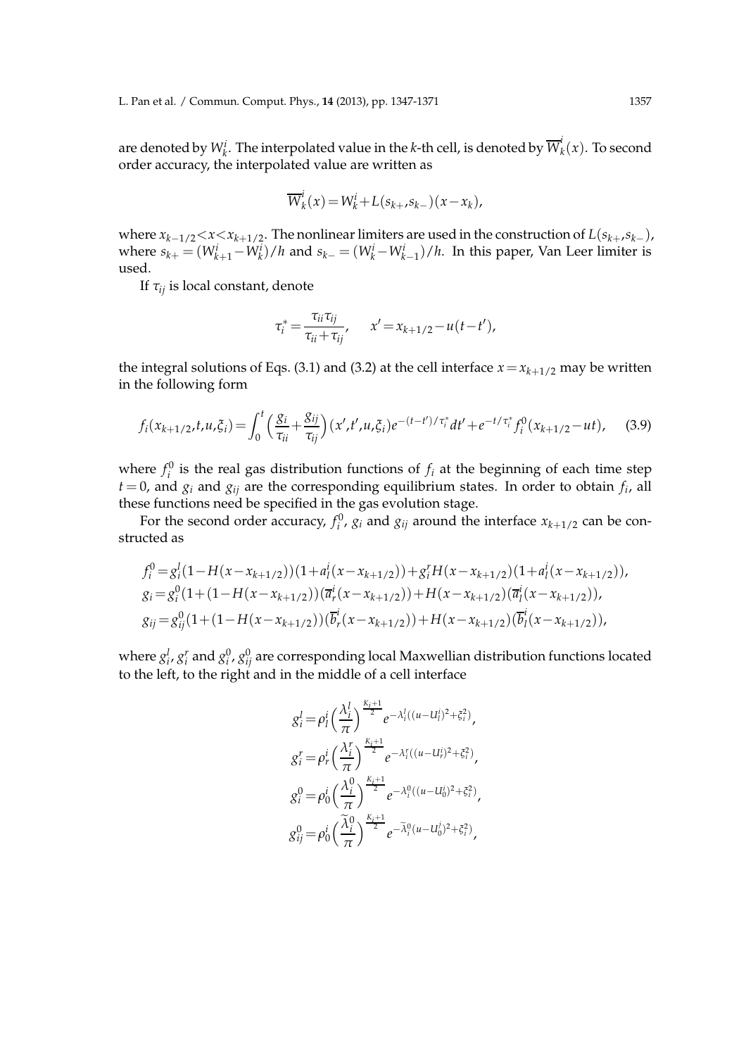are denoted by $W^i_k$. The interpolated value in the $k$-th cell, is denoted by $\overline{W}^i_k(x)$. To second order accuracy, the interpolated value are written as

$$\overline{W}^i_k(x) = W^i_k + L(s_{k+}, s_{k-})(x - x_k),$$

where $x_{k-1/2} < x < x_{k+1/2}$. The nonlinear limiters are used in the construction of $L(s_{k+}, s_{k-})$, where $s_{k+} = (W^i_{k+1} - W^i_k)/h$ and $s_{k-} = (W^i_k - W^i_{k-1})/h$. In this paper, Van Leer limiter is used.

If $\tau_{ij}$ is local constant, denote

$$\tau^*_i = \frac{\tau_{ii}\tau_{ij}}{\tau_{ii} + \tau_{ij}}, \qquad x' = x_{k+1/2} - u(t - t'),$$

the integral solutions of Eqs. (3.1) and (3.2) at the cell interface $x = x_{k+1/2}$ may be written in the following form

$$f_i(x_{k+1/2}, t, u, \xi_i) = \int_0^t \Big(\frac{g_i}{\tau_{ii}} + \frac{g_{ij}}{\tau_{ij}}\Big)(x', t', u, \xi_i) e^{-(t-t')/\tau^*_i} dt' + e^{-t/\tau^*_i} f^0_i(x_{k+1/2} - ut), \qquad (3.9)$$

where $f^0_i$ is the real gas distribution functions of $f_i$ at the beginning of each time step $t = 0$, and $g_i$ and $g_{ij}$ are the corresponding equilibrium states. In order to obtain $f_i$, all these functions need be specified in the gas evolution stage.

For the second order accuracy, $f^0_i$, $g_i$ and $g_{ij}$ around the interface $x_{k+1/2}$ can be constructed as

$$\begin{aligned}
f^0_i &= g^l_i (1 - H(x - x_{k+1/2}))(1 + a^i_l (x - x_{k+1/2})) + g^r_i H(x - x_{k+1/2})(1 + a^i_l (x - x_{k+1/2})),\\
g_i &= g^0_i (1 + (1 - H(x - x_{k+1/2}))(\overline{a}^i_r (x - x_{k+1/2})) + H(x - x_{k+1/2})(\overline{a}^i_l (x - x_{k+1/2})),\\
g_{ij} &= g^0_{ij} (1 + (1 - H(x - x_{k+1/2}))(\overline{b}^i_r (x - x_{k+1/2})) + H(x - x_{k+1/2})(\overline{b}^i_l (x - x_{k+1/2})),
\end{aligned}$$

where $g^l_i$, $g^r_i$ and $g^0_i$, $g^0_{ij}$ are corresponding local Maxwellian distribution functions located to the left, to the right and in the middle of a cell interface

$$\begin{aligned}
g^l_i &= \rho^i_l \Big(\frac{\lambda^l_i}{\pi}\Big)^{\frac{K_i+1}{2}} e^{-\lambda^l_i((u - U^i_l)^2 + \xi^2_i)},\\
g^r_i &= \rho^i_r \Big(\frac{\lambda^r_i}{\pi}\Big)^{\frac{K_i+1}{2}} e^{-\lambda^r_i((u - U^i_r)^2 + \xi^2_i)},\\
g^0_i &= \rho^i_0 \Big(\frac{\lambda^0_i}{\pi}\Big)^{\frac{K_i+1}{2}} e^{-\lambda^0_i((u - U^i_0)^2 + \xi^2_i)},\\
g^0_{ij} &= \rho^i_0 \Big(\frac{\widetilde{\lambda}^0_i}{\pi}\Big)^{\frac{K_i+1}{2}} e^{-\widetilde{\lambda}^0_i(u - U^j_0)^2 + \xi^2_i)},
\end{aligned}$$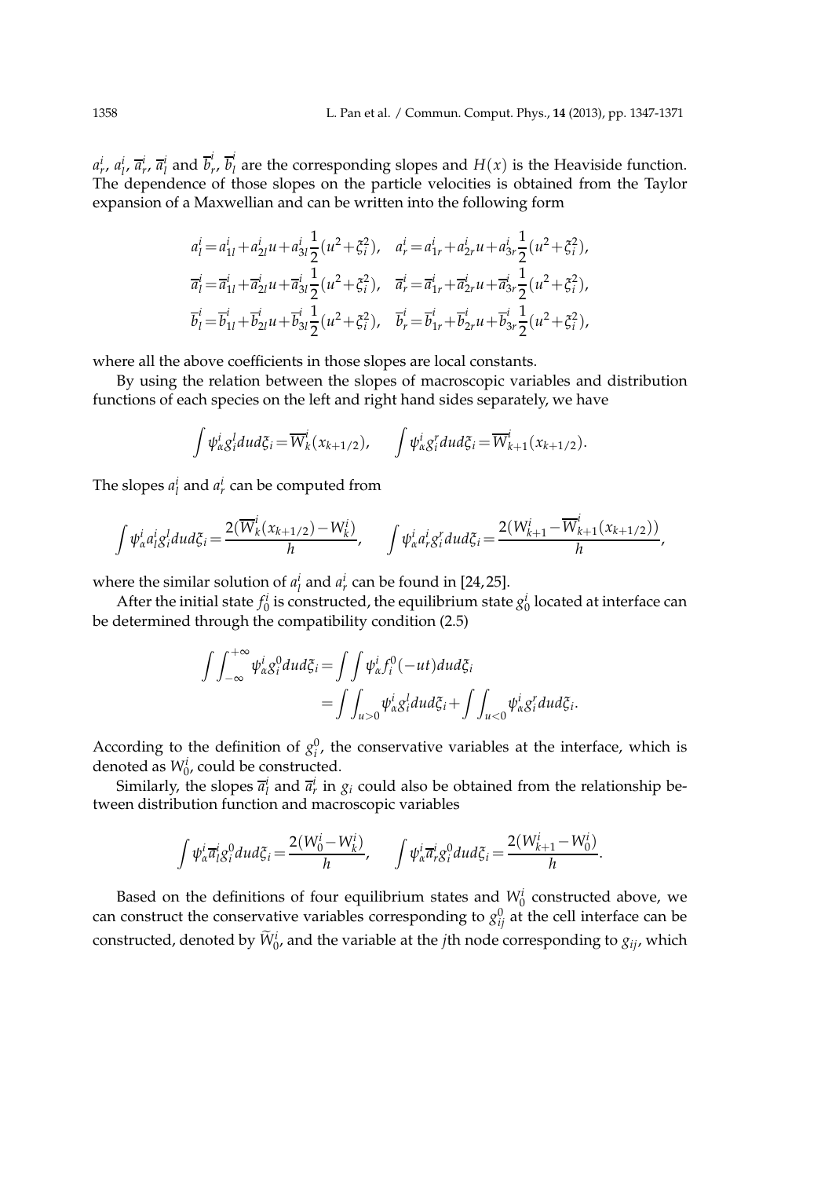$a_r^i$, $a_l^i$, $\overline{a}_r^i$, $\overline{a}_l^i$ and $\overline{b}_r^i$, $\overline{b}_l^i$ are the corresponding slopes and $H(x)$ is the Heaviside function. The dependence of those slopes on the particle velocities is obtained from the Taylor expansion of a Maxwellian and can be written into the following form

$$
\begin{aligned}
a_l^i &= a_{1l}^i + a_{2l}^i u + a_{3l}^i \frac{1}{2}(u^2+\xi_i^2), \quad a_r^i = a_{1r}^i + a_{2r}^i u + a_{3r}^i \frac{1}{2}(u^2+\xi_i^2), \\
\overline{a}_l^i &= \overline{a}_{1l}^i + \overline{a}_{2l}^i u + \overline{a}_{3l}^i \frac{1}{2}(u^2+\xi_i^2), \quad \overline{a}_r^i = \overline{a}_{1r}^i + \overline{a}_{2r}^i u + \overline{a}_{3r}^i \frac{1}{2}(u^2+\xi_i^2), \\
\overline{b}_l^i &= \overline{b}_{1l}^i + \overline{b}_{2l}^i u + \overline{b}_{3l}^i \frac{1}{2}(u^2+\xi_i^2), \quad \overline{b}_r^i = \overline{b}_{1r}^i + \overline{b}_{2r}^i u + \overline{b}_{3r}^i \frac{1}{2}(u^2+\xi_i^2),
\end{aligned}
$$

where all the above coefficients in those slopes are local constants.

By using the relation between the slopes of macroscopic variables and distribution functions of each species on the left and right hand sides separately, we have

$$
\int \psi_\alpha^i g_i^l du d\xi_i = \overline{W}_k^i(x_{k+1/2}), \qquad \int \psi_\alpha^i g_i^r du d\xi_i = \overline{W}_{k+1}^i(x_{k+1/2}).
$$

The slopes $a_l^i$ and $a_r^i$ can be computed from

$$
\int \psi_\alpha^i a_l^i g_i^l du d\xi_i = \frac{2(\overline{W}_k^i(x_{k+1/2}) - W_k^i)}{h}, \qquad \int \psi_\alpha^i a_r^i g_i^r du d\xi_i = \frac{2(W_{k+1}^i - \overline{W}_{k+1}^i(x_{k+1/2}))}{h},
$$

where the similar solution of $a_l^i$ and $a_r^i$ can be found in [24,25].

After the initial state $f_0^i$ is constructed, the equilibrium state $g_0^i$ located at interface can be determined through the compatibility condition (2.5)

$$
\begin{aligned}
\int \int_{-\infty}^{+\infty} \psi_\alpha^i g_i^0 du d\xi_i &= \int \int \psi_\alpha^i f_i^0(-ut) du d\xi_i \\
&= \int \int_{u>0} \psi_\alpha^i g_i^l du d\xi_i + \int \int_{u<0} \psi_\alpha^i g_i^r du d\xi_i.
\end{aligned}
$$

According to the definition of $g_i^0$, the conservative variables at the interface, which is denoted as $W_0^i$, could be constructed.

Similarly, the slopes $\overline{a}_l^i$ and $\overline{a}_r^i$ in $g_i$ could also be obtained from the relationship between distribution function and macroscopic variables

$$
\int \psi_\alpha^i \overline{a}_l^i g_i^0 du d\xi_i = \frac{2(W_0^i - W_k^i)}{h}, \qquad \int \psi_\alpha^i \overline{a}_r^i g_i^0 du d\xi_i = \frac{2(W_{k+1}^i - W_0^i)}{h}.
$$

Based on the definitions of four equilibrium states and $W_0^i$ constructed above, we can construct the conservative variables corresponding to $g_{ij}^0$ at the cell interface can be constructed, denoted by $\widetilde{W}_0^i$, and the variable at the $j$th node corresponding to $g_{ij}$, which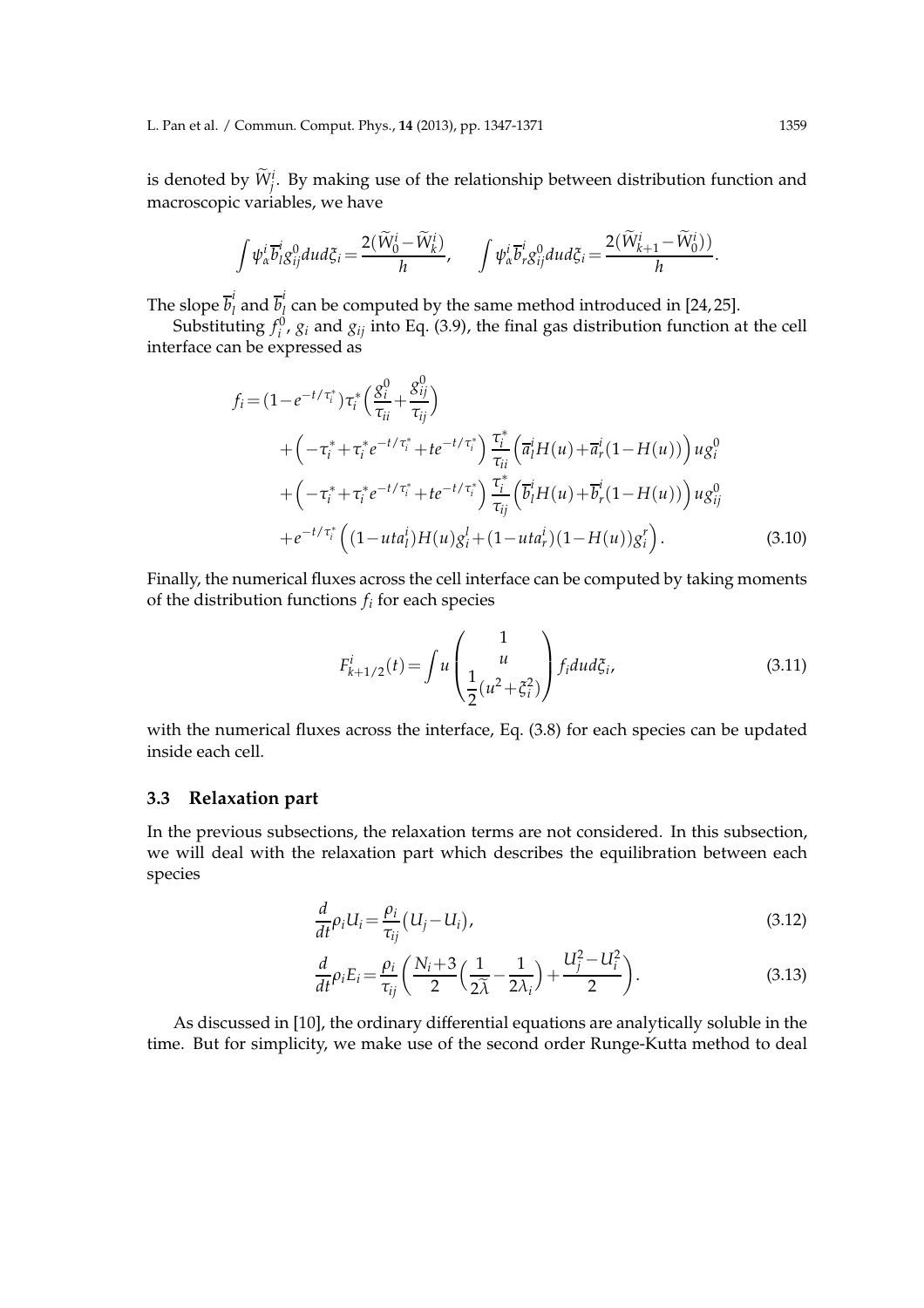is denoted by $\widetilde{W}_j^i$. By making use of the relationship between distribution function and macroscopic variables, we have

$$\int \psi_\alpha^i \overline{b}_l^i g_{ij}^0 du d\xi_i = \frac{2(\widetilde{W}_0^i - \widetilde{W}_k^i)}{h}, \qquad \int \psi_\alpha^i \overline{b}_r^i g_{ij}^0 du d\xi_i = \frac{2(\widetilde{W}_{k+1}^i - \widetilde{W}_0^i))}{h}.$$

The slope $\overline{b}_l^i$ and $\overline{b}_l^i$ can be computed by the same method introduced in [24, 25].

Substituting $f_i^0$, $g_i$ and $g_{ij}$ into Eq. (3.9), the final gas distribution function at the cell interface can be expressed as

$$\begin{aligned}
f_i = & (1 - e^{-t/\tau_i^*}) \tau_i^* \Big( \frac{g_i^0}{\tau_{ii}} + \frac{g_{ij}^0}{\tau_{ij}} \Big) \\
& + \Big( -\tau_i^* + \tau_i^* e^{-t/\tau_i^*} + t e^{-t/\tau_i^*} \Big) \frac{\tau_i^*}{\tau_{ii}} \Big( \overline{a}_l^i H(u) + \overline{a}_r^i (1 - H(u)) \Big) u g_i^0 \\
& + \Big( -\tau_i^* + \tau_i^* e^{-t/\tau_i^*} + t e^{-t/\tau_i^*} \Big) \frac{\tau_i^*}{\tau_{ij}} \Big( \overline{b}_l^i H(u) + \overline{b}_r^i (1 - H(u)) \Big) u g_{ij}^0 \\
& + e^{-t/\tau_i^*} \Big( (1 - u t a_l^i) H(u) g_i^l + (1 - u t a_r^i)(1 - H(u)) g_i^r \Big).
\end{aligned} \tag{3.10}$$

Finally, the numerical fluxes across the cell interface can be computed by taking moments of the distribution functions $f_i$ for each species

$$F_{k+1/2}^i(t) = \int u \begin{pmatrix} 1 \\ u \\ \dfrac{1}{2}(u^2 + \xi_i^2) \end{pmatrix} f_i du d\xi_i, \tag{3.11}$$

with the numerical fluxes across the interface, Eq. (3.8) for each species can be updated inside each cell.

### 3.3 Relaxation part

In the previous subsections, the relaxation terms are not considered. In this subsection, we will deal with the relaxation part which describes the equilibration between each species

$$\frac{d}{dt} \rho_i U_i = \frac{\rho_i}{\tau_{ij}} (U_j - U_i), \tag{3.12}$$

$$\frac{d}{dt} \rho_i E_i = \frac{\rho_i}{\tau_{ij}} \Big( \frac{N_i + 3}{2} \Big( \frac{1}{2\widetilde{\lambda}} - \frac{1}{2\lambda_i} \Big) + \frac{U_j^2 - U_i^2}{2} \Big). \tag{3.13}$$

As discussed in [10], the ordinary differential equations are analytically soluble in the time. But for simplicity, we make use of the second order Runge-Kutta method to deal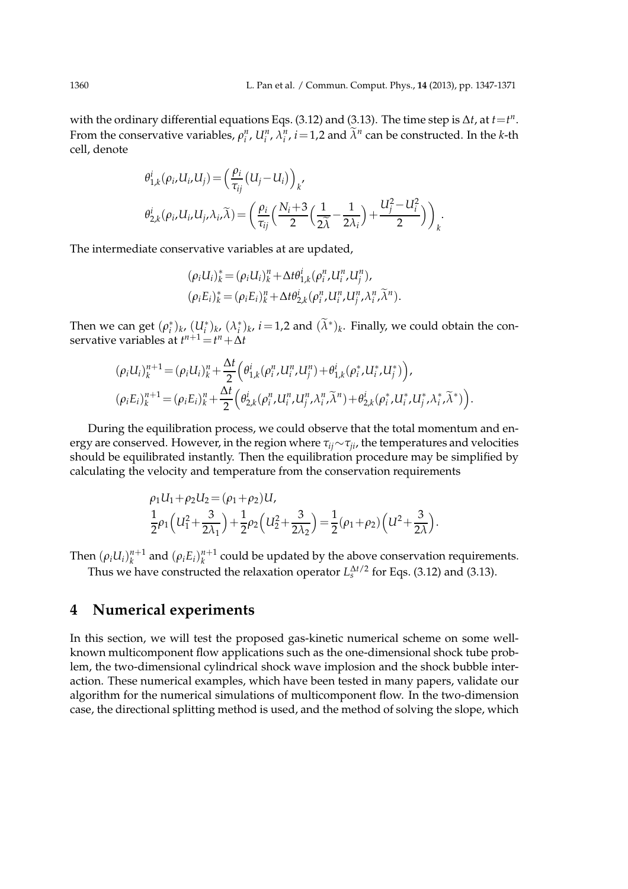with the ordinary differential equations Eqs. (3.12) and (3.13). The time step is $\Delta t$, at $t=t^n$. From the conservative variables, $\rho_i^n$, $U_i^n$, $\lambda_i^n$, $i=1,2$ and $\widetilde{\lambda}^n$ can be constructed. In the $k$-th cell, denote

$$
\begin{aligned}
&\theta^i_{1,k}(\rho_i,U_i,U_j)=\Big(\frac{\rho_i}{\tau_{ij}}(U_j-U_i)\Big)_k,\\
&\theta^i_{2,k}(\rho_i,U_i,U_j,\lambda_i,\widetilde{\lambda})=\Big(\frac{\rho_i}{\tau_{ij}}\Big(\frac{N_i+3}{2}\Big(\frac{1}{2\widetilde{\lambda}}-\frac{1}{2\lambda_i}\Big)+\frac{U_j^2-U_i^2}{2}\Big)\Big)_k.
\end{aligned}
$$

The intermediate conservative variables at are updated,

$$
\begin{aligned}
&(\rho_iU_i)^*_k=(\rho_iU_i)^n_k+\Delta t\theta^i_{1,k}(\rho_i^n,U_i^n,U_j^n),\\
&(\rho_iE_i)^*_k=(\rho_iE_i)^n_k+\Delta t\theta^i_{2,k}(\rho_i^n,U_i^n,U_j^n,\lambda_i^n,\widetilde{\lambda}^n).
\end{aligned}
$$

Then we can get $(\rho_i^*)_k$, $(U_i^*)_k$, $(\lambda_i^*)_k$, $i=1,2$ and $(\widetilde{\lambda}^*)_k$. Finally, we could obtain the conservative variables at $t^{n+1}=t^n+\Delta t$

$$
\begin{aligned}
&(\rho_iU_i)^{n+1}_k=(\rho_iU_i)^n_k+\frac{\Delta t}{2}\Big(\theta^i_{1,k}(\rho_i^n,U_i^n,U_j^n)+\theta^i_{1,k}(\rho_i^*,U_i^*,U_j^*)\Big),\\
&(\rho_iE_i)^{n+1}_k=(\rho_iE_i)^n_k+\frac{\Delta t}{2}\Big(\theta^i_{2,k}(\rho_i^n,U_i^n,U_j^n,\lambda_i^n,\widetilde{\lambda}^n)+\theta^i_{2,k}(\rho_i^*,U_i^*,U_j^*,\lambda_i^*,\widetilde{\lambda}^*)\Big).
\end{aligned}
$$

During the equilibration process, we could observe that the total momentum and energy are conserved. However, in the region where $\tau_{ij}\sim\tau_{ji}$, the temperatures and velocities should be equilibrated instantly. Then the equilibration procedure may be simplified by calculating the velocity and temperature from the conservation requirements

$$
\begin{aligned}
&\rho_1U_1+\rho_2U_2=(\rho_1+\rho_2)U,\\
&\frac{1}{2}\rho_1\Big(U_1^2+\frac{3}{2\lambda_1}\Big)+\frac{1}{2}\rho_2\Big(U_2^2+\frac{3}{2\lambda_2}\Big)=\frac{1}{2}(\rho_1+\rho_2)\Big(U^2+\frac{3}{2\lambda}\Big).
\end{aligned}
$$

Then $(\rho_iU_i)^{n+1}_k$ and $(\rho_iE_i)^{n+1}_k$ could be updated by the above conservation requirements.

Thus we have constructed the relaxation operator $L_s^{\Delta t/2}$ for Eqs. (3.12) and (3.13).

## 4 Numerical experiments

In this section, we will test the proposed gas-kinetic numerical scheme on some well-known multicomponent flow applications such as the one-dimensional shock tube problem, the two-dimensional cylindrical shock wave implosion and the shock bubble interaction. These numerical examples, which have been tested in many papers, validate our algorithm for the numerical simulations of multicomponent flow. In the two-dimension case, the directional splitting method is used, and the method of solving the slope, which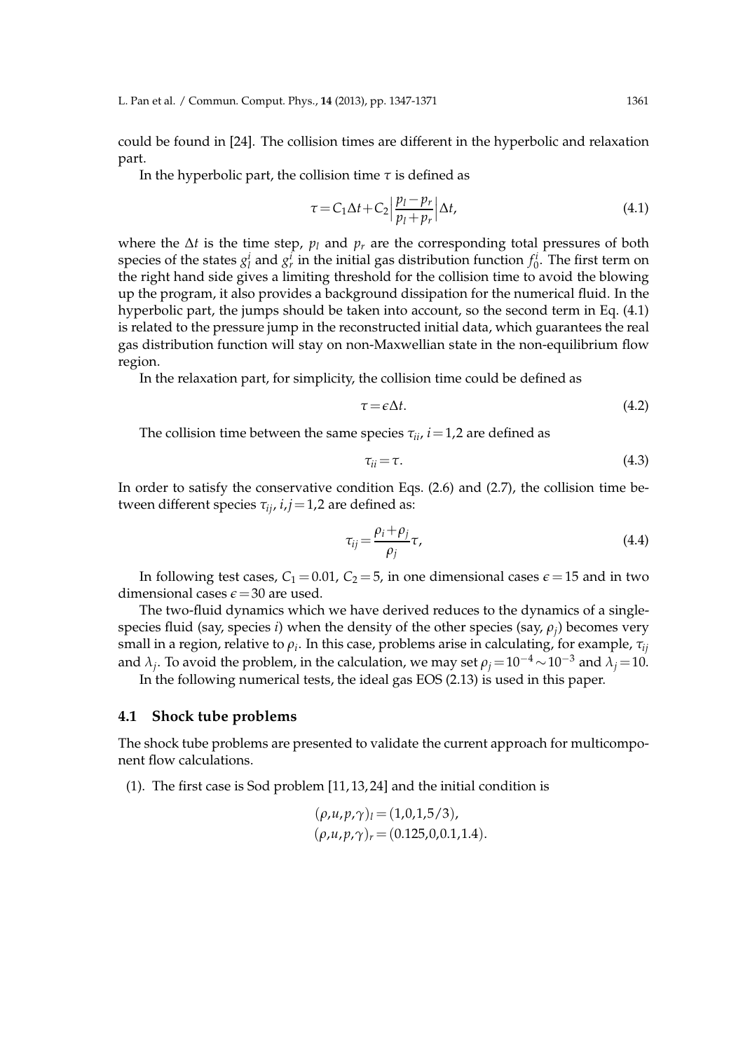could be found in [24]. The collision times are different in the hyperbolic and relaxation part.

In the hyperbolic part, the collision time $\tau$ is defined as

$$\tau = C_1 \Delta t + C_2 \Big| \frac{p_l - p_r}{p_l + p_r} \Big| \Delta t, \tag{4.1}$$

where the $\Delta t$ is the time step, $p_l$ and $p_r$ are the corresponding total pressures of both species of the states $g_l^i$ and $g_r^i$ in the initial gas distribution function $f_0^i$. The first term on the right hand side gives a limiting threshold for the collision time to avoid the blowing up the program, it also provides a background dissipation for the numerical fluid. In the hyperbolic part, the jumps should be taken into account, so the second term in Eq. (4.1) is related to the pressure jump in the reconstructed initial data, which guarantees the real gas distribution function will stay on non-Maxwellian state in the non-equilibrium flow region.

In the relaxation part, for simplicity, the collision time could be defined as

$$\tau = \epsilon \Delta t. \tag{4.2}$$

The collision time between the same species $\tau_{ii}$, $i = 1,2$ are defined as

$$\tau_{ii} = \tau. \tag{4.3}$$

In order to satisfy the conservative condition Eqs. (2.6) and (2.7), the collision time between different species $\tau_{ij}$, $i,j = 1,2$ are defined as:

$$\tau_{ij} = \frac{\rho_i + \rho_j}{\rho_j} \tau, \tag{4.4}$$

In following test cases, $C_1 = 0.01$, $C_2 = 5$, in one dimensional cases $\epsilon = 15$ and in two dimensional cases $\epsilon = 30$ are used.

The two-fluid dynamics which we have derived reduces to the dynamics of a single-species fluid (say, species $i$) when the density of the other species (say, $\rho_j$) becomes very small in a region, relative to $\rho_i$. In this case, problems arise in calculating, for example, $\tau_{ij}$ and $\lambda_j$. To avoid the problem, in the calculation, we may set $\rho_j = 10^{-4} \sim 10^{-3}$ and $\lambda_j = 10$.

In the following numerical tests, the ideal gas EOS (2.13) is used in this paper.

### 4.1 Shock tube problems

The shock tube problems are presented to validate the current approach for multicomponent flow calculations.

(1). The first case is Sod problem [11, 13, 24] and the initial condition is

$$(\rho, u, p, \gamma)_l = (1, 0, 1, 5/3),$$
$$(\rho, u, p, \gamma)_r = (0.125, 0, 0.1, 1.4).$$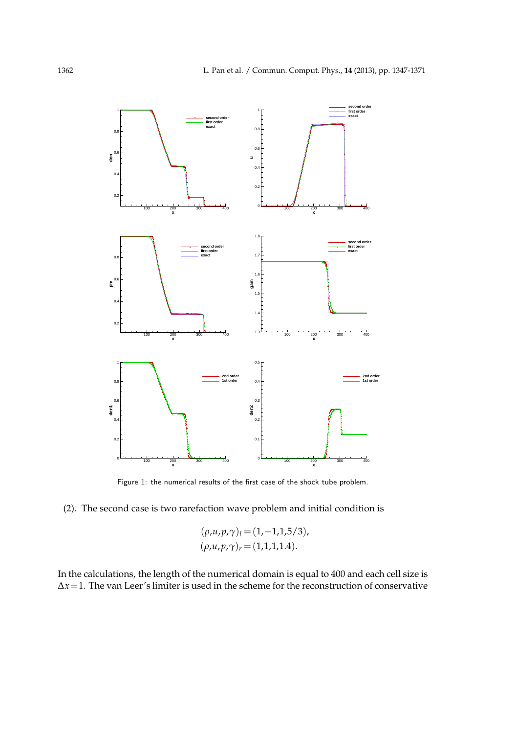Figure 1: the numerical results of the first case of the shock tube problem.

(2). The second case is two rarefaction wave problem and initial condition is

$$(\rho,u,p,\gamma)_l = (1,-1,1,5/3),$$
$$(\rho,u,p,\gamma)_r = (1,1,1,1.4).$$

In the calculations, the length of the numerical domain is equal to 400 and each cell size is $\Delta x = 1$. The van Leer's limiter is used in the scheme for the reconstruction of conservative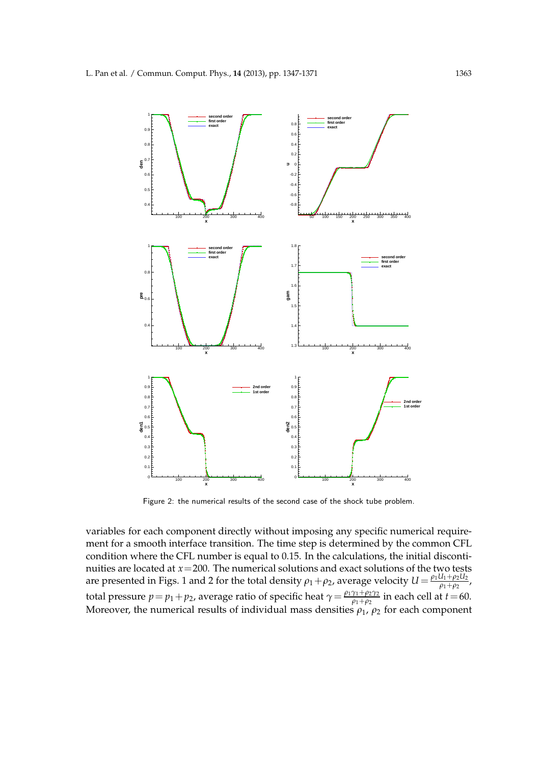Figure 2: the numerical results of the second case of the shock tube problem.

variables for each component directly without imposing any specific numerical requirement for a smooth interface transition. The time step is determined by the common CFL condition where the CFL number is equal to 0.15. In the calculations, the initial discontinuities are located at $x=200$. The numerical solutions and exact solutions of the two tests are presented in Figs. 1 and 2 for the total density $\rho_1+\rho_2$, average velocity $U=\frac{\rho_1 U_1+\rho_2 U_2}{\rho_1+\rho_2}$, total pressure $p=p_1+p_2$, average ratio of specific heat $\gamma=\frac{\rho_1\gamma_1+\rho_2\gamma_2}{\rho_1+\rho_2}$ in each cell at $t=60$. Moreover, the numerical results of individual mass densities $\rho_1$, $\rho_2$ for each component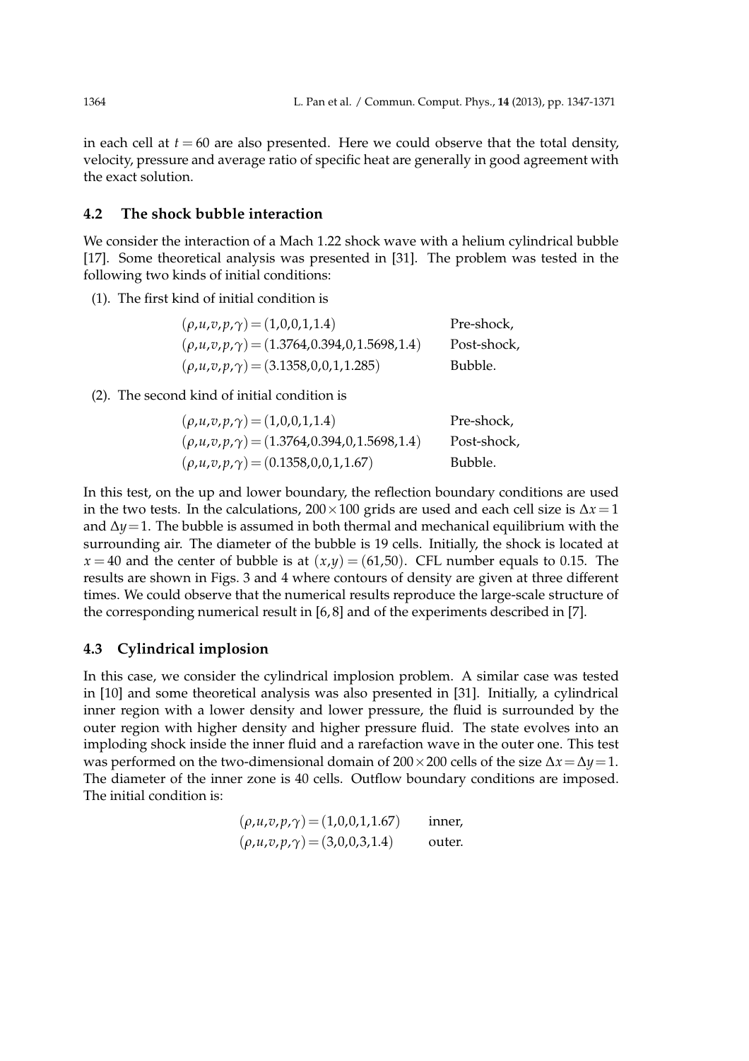in each cell at $t=60$ are also presented. Here we could observe that the total density, velocity, pressure and average ratio of specific heat are generally in good agreement with the exact solution.

### 4.2 The shock bubble interaction

We consider the interaction of a Mach 1.22 shock wave with a helium cylindrical bubble [17]. Some theoretical analysis was presented in [31]. The problem was tested in the following two kinds of initial conditions:

(1). The first kind of initial condition is

$$
\begin{aligned}
&(\rho,u,v,p,\gamma)=(1,0,0,1,1.4) && \text{Pre-shock,}\\
&(\rho,u,v,p,\gamma)=(1.3764,0.394,0,1.5698,1.4) && \text{Post-shock,}\\
&(\rho,u,v,p,\gamma)=(3.1358,0,0,1,1.285) && \text{Bubble.}
\end{aligned}
$$

(2). The second kind of initial condition is

$$
\begin{aligned}
&(\rho,u,v,p,\gamma)=(1,0,0,1,1.4) && \text{Pre-shock,}\\
&(\rho,u,v,p,\gamma)=(1.3764,0.394,0,1.5698,1.4) && \text{Post-shock,}\\
&(\rho,u,v,p,\gamma)=(0.1358,0,0,1,1.67) && \text{Bubble.}
\end{aligned}
$$

In this test, on the up and lower boundary, the reflection boundary conditions are used in the two tests. In the calculations, $200\times 100$ grids are used and each cell size is $\Delta x=1$ and $\Delta y=1$. The bubble is assumed in both thermal and mechanical equilibrium with the surrounding air. The diameter of the bubble is 19 cells. Initially, the shock is located at $x=40$ and the center of bubble is at $(x,y)=(61,50)$. CFL number equals to 0.15. The results are shown in Figs. 3 and 4 where contours of density are given at three different times. We could observe that the numerical results reproduce the large-scale structure of the corresponding numerical result in [6, 8] and of the experiments described in [7].

### 4.3 Cylindrical implosion

In this case, we consider the cylindrical implosion problem. A similar case was tested in [10] and some theoretical analysis was also presented in [31]. Initially, a cylindrical inner region with a lower density and lower pressure, the fluid is surrounded by the outer region with higher density and higher pressure fluid. The state evolves into an imploding shock inside the inner fluid and a rarefaction wave in the outer one. This test was performed on the two-dimensional domain of $200\times 200$ cells of the size $\Delta x=\Delta y=1$. The diameter of the inner zone is 40 cells. Outflow boundary conditions are imposed. The initial condition is:

$$
\begin{aligned}
&(\rho,u,v,p,\gamma)=(1,0,0,1,1.67) && \text{inner,}\\
&(\rho,u,v,p,\gamma)=(3,0,0,3,1.4) && \text{outer.}
\end{aligned}
$$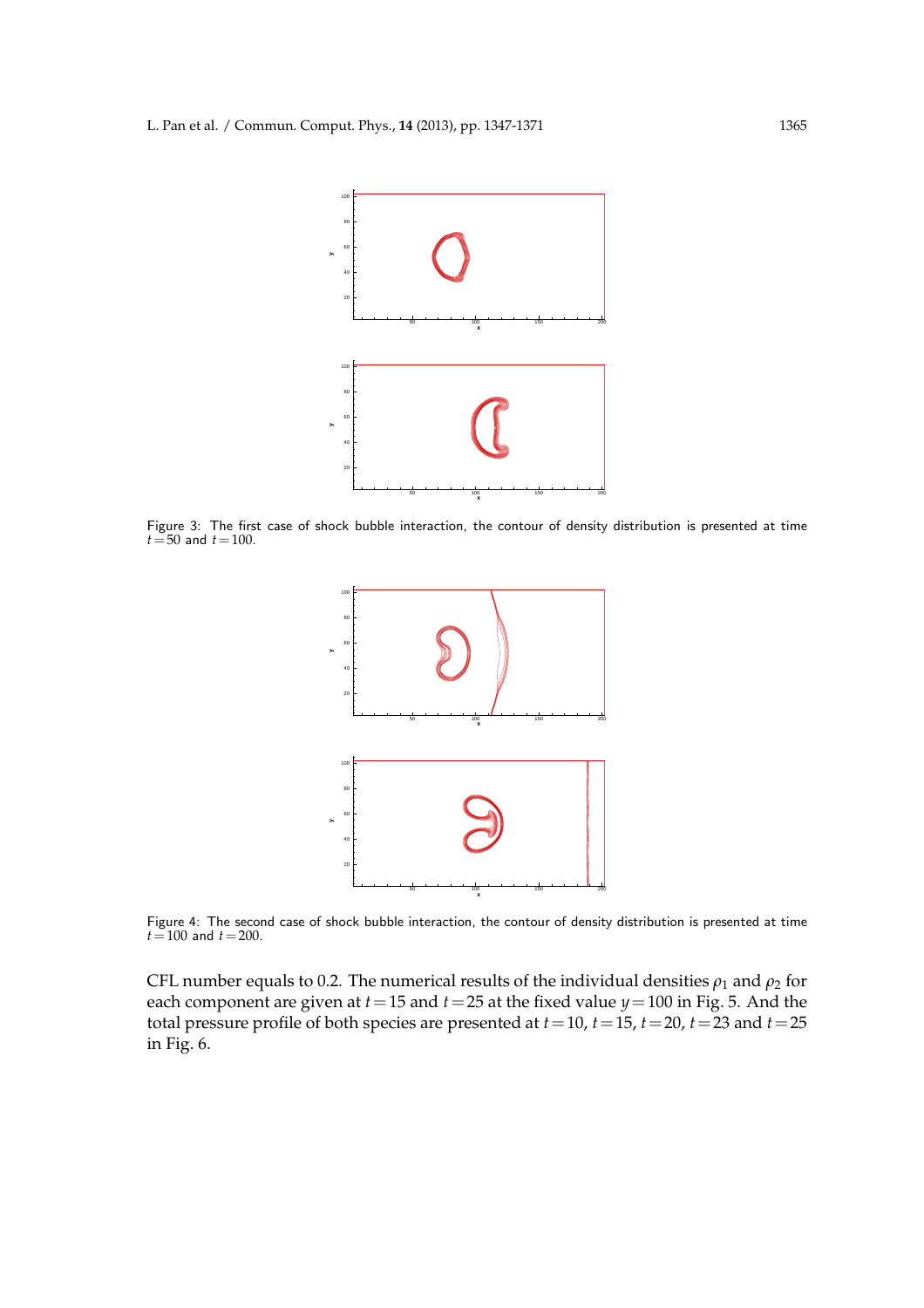Figure 3: The first case of shock bubble interaction, the contour of density distribution is presented at time $t=50$ and $t=100$.

Figure 4: The second case of shock bubble interaction, the contour of density distribution is presented at time $t=100$ and $t=200$.

CFL number equals to 0.2. The numerical results of the individual densities $\rho_1$ and $\rho_2$ for each component are given at $t=15$ and $t=25$ at the fixed value $y=100$ in Fig. 5. And the total pressure profile of both species are presented at $t=10$, $t=15$, $t=20$, $t=23$ and $t=25$ in Fig. 6.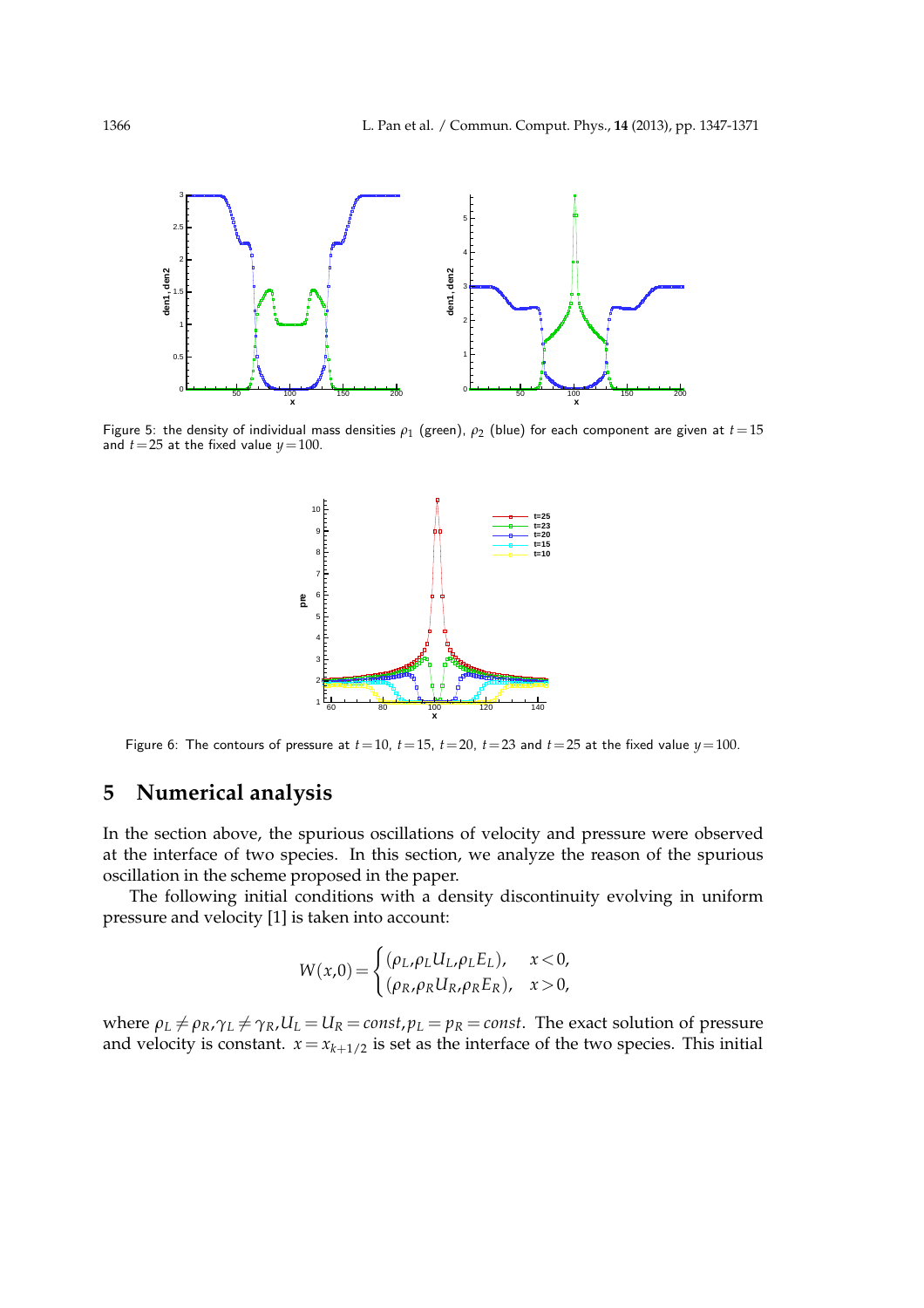Figure 5: the density of individual mass densities $\rho_1$ (green), $\rho_2$ (blue) for each component are given at $t=15$ and $t=25$ at the fixed value $y=100$.

Figure 6: The contours of pressure at $t=10$, $t=15$, $t=20$, $t=23$ and $t=25$ at the fixed value $y=100$.

## 5 Numerical analysis

In the section above, the spurious oscillations of velocity and pressure were observed at the interface of two species. In this section, we analyze the reason of the spurious oscillation in the scheme proposed in the paper.

The following initial conditions with a density discontinuity evolving in uniform pressure and velocity [1] is taken into account:

$$W(x,0) = \begin{cases} (\rho_L, \rho_L U_L, \rho_L E_L), & x<0, \\ (\rho_R, \rho_R U_R, \rho_R E_R), & x>0, \end{cases}$$

where $\rho_L \neq \rho_R, \gamma_L \neq \gamma_R, U_L = U_R = const, p_L = p_R = const$. The exact solution of pressure and velocity is constant. $x = x_{k+1/2}$ is set as the interface of the two species. This initial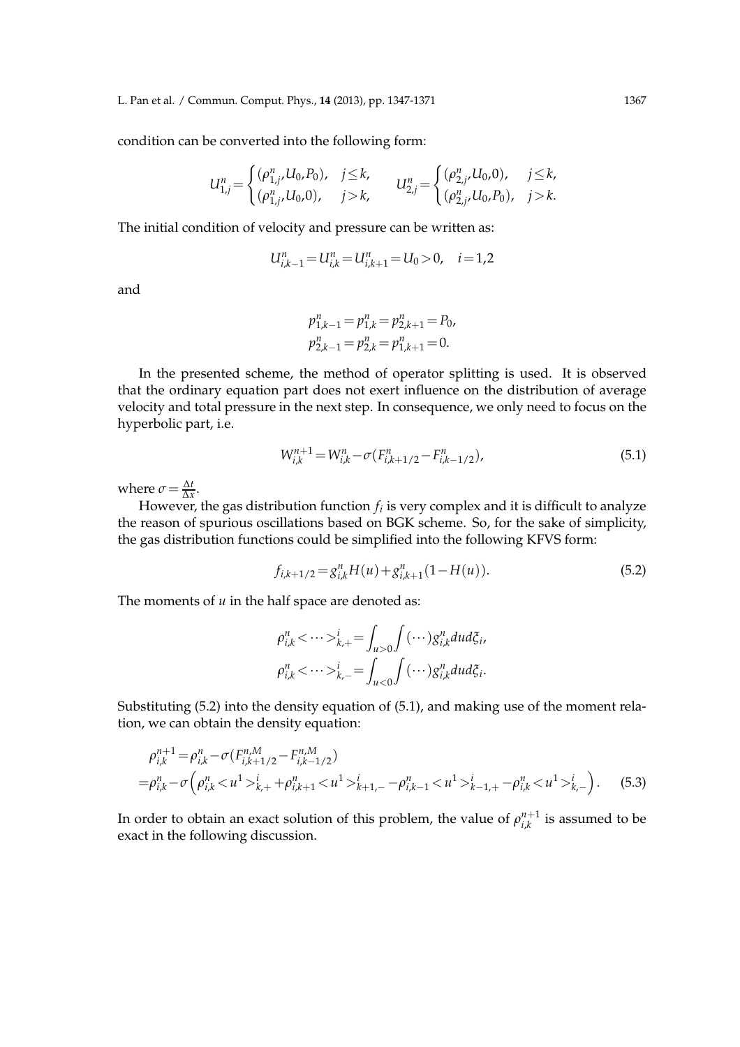condition can be converted into the following form:

$$U_{1,j}^n = \begin{cases} (\rho_{1,j}^n, U_0, P_0), & j \leq k, \\ (\rho_{1,j}^n, U_0, 0), & j > k, \end{cases} \qquad U_{2,j}^n = \begin{cases} (\rho_{2,j}^n, U_0, 0), & j \leq k, \\ (\rho_{2,j}^n, U_0, P_0), & j > k. \end{cases}$$

The initial condition of velocity and pressure can be written as:

$$U_{i,k-1}^n = U_{i,k}^n = U_{i,k+1}^n = U_0 > 0, \quad i = 1,2$$

and

$$\begin{aligned} p_{1,k-1}^n &= p_{1,k}^n = p_{2,k+1}^n = P_0, \\ p_{2,k-1}^n &= p_{2,k}^n = p_{1,k+1}^n = 0. \end{aligned}$$

In the presented scheme, the method of operator splitting is used. It is observed that the ordinary equation part does not exert influence on the distribution of average velocity and total pressure in the next step. In consequence, we only need to focus on the hyperbolic part, i.e.

$$W_{i,k}^{n+1} = W_{i,k}^n - \sigma(F_{i,k+1/2}^n - F_{i,k-1/2}^n), \tag{5.1}$$

where $\sigma = \frac{\Delta t}{\Delta x}$.

However, the gas distribution function $f_i$ is very complex and it is difficult to analyze the reason of spurious oscillations based on BGK scheme. So, for the sake of simplicity, the gas distribution functions could be simplified into the following KFVS form:

$$f_{i,k+1/2} = g_{i,k}^n H(u) + g_{i,k+1}^n (1 - H(u)). \tag{5.2}$$

The moments of $u$ in the half space are denoted as:

$$\begin{aligned} \rho_{i,k}^n < \cdots >_{k,+}^i &= \int_{u>0} \int (\cdots) g_{i,k}^n du d\xi_i, \\ \rho_{i,k}^n < \cdots >_{k,-}^i &= \int_{u<0} \int (\cdots) g_{i,k}^n du d\xi_i. \end{aligned}$$

Substituting (5.2) into the density equation of (5.1), and making use of the moment relation, we can obtain the density equation:

$$\begin{aligned} &\rho_{i,k}^{n+1} = \rho_{i,k}^n - \sigma(F_{i,k+1/2}^{n,M} - F_{i,k-1/2}^{n,M}) \\ =&\rho_{i,k}^n - \sigma\Big(\rho_{i,k}^n < u^1 >_{k,+}^i + \rho_{i,k+1}^n < u^1 >_{k+1,-}^i - \rho_{i,k-1}^n < u^1 >_{k-1,+}^i - \rho_{i,k}^n < u^1 >_{k,-}^i\Big). \end{aligned} \tag{5.3}$$

In order to obtain an exact solution of this problem, the value of $\rho_{i,k}^{n+1}$ is assumed to be exact in the following discussion.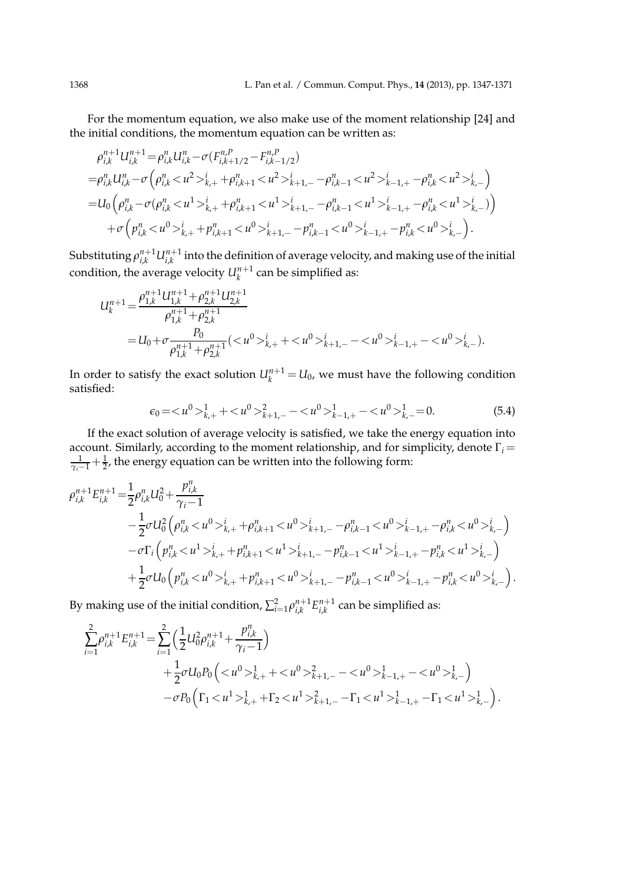For the momentum equation, we also make use of the moment relationship [24] and the initial conditions, the momentum equation can be written as:

$$
\begin{aligned}
&\rho_{i,k}^{n+1}U_{i,k}^{n+1}=\rho_{i,k}^{n}U_{i,k}^{n}-\sigma(F_{i,k+1/2}^{n,P}-F_{i,k-1/2}^{n,P})\\
=&\rho_{i,k}^{n}U_{i,k}^{n}-\sigma\Big(\rho_{i,k}^{n}<u^2>_{k,+}^{i}+\rho_{i,k+1}^{n}<u^2>_{k+1,-}^{i}-\rho_{i,k-1}^{n}<u^2>_{k-1,+}^{i}-\rho_{i,k}^{n}<u^2>_{k,-}^{i}\Big)\\
=&U_0\Big(\rho_{i,k}^{n}-\sigma(\rho_{i,k}^{n}<u^1>_{k,+}^{i}+\rho_{i,k+1}^{n}<u^1>_{k+1,-}^{i}-\rho_{i,k-1}^{n}<u^1>_{k-1,+}^{i}-\rho_{i,k}^{n}<u^1>_{k,-}^{i})\Big)\\
&+\sigma\Big(p_{i,k}^{n}<u^0>_{k,+}^{i}+p_{i,k+1}^{n}<u^0>_{k+1,-}^{i}-p_{i,k-1}^{n}<u^0>_{k-1,+}^{i}-p_{i,k}^{n}<u^0>_{k,-}^{i}\Big).
\end{aligned}
$$

Substituting $\rho_{i,k}^{n+1}U_{i,k}^{n+1}$ into the definition of average velocity, and making use of the initial condition, the average velocity $U_k^{n+1}$ can be simplified as:

$$
\begin{aligned}
U_k^{n+1}=&\frac{\rho_{1,k}^{n+1}U_{1,k}^{n+1}+\rho_{2,k}^{n+1}U_{2,k}^{n+1}}{\rho_{1,k}^{n+1}+\rho_{2,k}^{n+1}}\\
=&U_0+\sigma\frac{P_0}{\rho_{1,k}^{n+1}+\rho_{2,k}^{n+1}}(<u^0>_{k,+}^{i}+<u^0>_{k+1,-}^{i}-<u^0>_{k-1,+}^{i}-<u^0>_{k,-}^{i}).
\end{aligned}
$$

In order to satisfy the exact solution $U_k^{n+1}=U_0$, we must have the following condition satisfied:

$$
\epsilon_0=<u^0>_{k,+}^{1}+<u^0>_{k+1,-}^{2}-<u^0>_{k-1,+}^{1}-<u^0>_{k,-}^{1}=0. \tag{5.4}
$$

If the exact solution of average velocity is satisfied, we take the energy equation into account. Similarly, according to the moment relationship, and for simplicity, denote $\Gamma_i=\frac{1}{\gamma_i-1}+\frac{1}{2}$, the energy equation can be written into the following form:

$$
\begin{aligned}
\rho_{i,k}^{n+1}E_{i,k}^{n+1}=&\frac{1}{2}\rho_{i,k}^{n}U_0^2+\frac{p_{i,k}^{n}}{\gamma_i-1}\\
&-\frac{1}{2}\sigma U_0^2\Big(\rho_{i,k}^{n}<u^0>_{k,+}^{i}+\rho_{i,k+1}^{n}<u^0>_{k+1,-}^{i}-\rho_{i,k-1}^{n}<u^0>_{k-1,+}^{i}-\rho_{i,k}^{n}<u^0>_{k,-}^{i}\Big)\\
&-\sigma\Gamma_i\Big(p_{i,k}^{n}<u^1>_{k,+}^{i}+p_{i,k+1}^{n}<u^1>_{k+1,-}^{i}-p_{i,k-1}^{n}<u^1>_{k-1,+}^{i}-p_{i,k}^{n}<u^1>_{k,-}^{i}\Big)\\
&+\frac{1}{2}\sigma U_0\Big(p_{i,k}^{n}<u^0>_{k,+}^{i}+p_{i,k+1}^{n}<u^0>_{k+1,-}^{i}-p_{i,k-1}^{n}<u^0>_{k-1,+}^{i}-p_{i,k}^{n}<u^0>_{k,-}^{i}\Big).
\end{aligned}
$$

By making use of the initial condition, $\sum_{i=1}^{2}\rho_{i,k}^{n+1}E_{i,k}^{n+1}$ can be simplified as:

$$
\begin{aligned}
\sum_{i=1}^{2}\rho_{i,k}^{n+1}E_{i,k}^{n+1}=&\sum_{i=1}^{2}\Big(\frac{1}{2}U_0^2\rho_{i,k}^{n+1}+\frac{p_{i,k}^{n}}{\gamma_i-1}\Big)\\
&+\frac{1}{2}\sigma U_0P_0\Big(<u^0>_{k,+}^{1}+<u^0>_{k+1,-}^{2}-<u^0>_{k-1,+}^{1}-<u^0>_{k,-}^{1}\Big)\\
&-\sigma P_0\Big(\Gamma_1<u^1>_{k,+}^{1}+\Gamma_2<u^1>_{k+1,-}^{2}-\Gamma_1<u^1>_{k-1,+}^{1}-\Gamma_1<u^1>_{k,-}^{1}\Big).
\end{aligned}
$$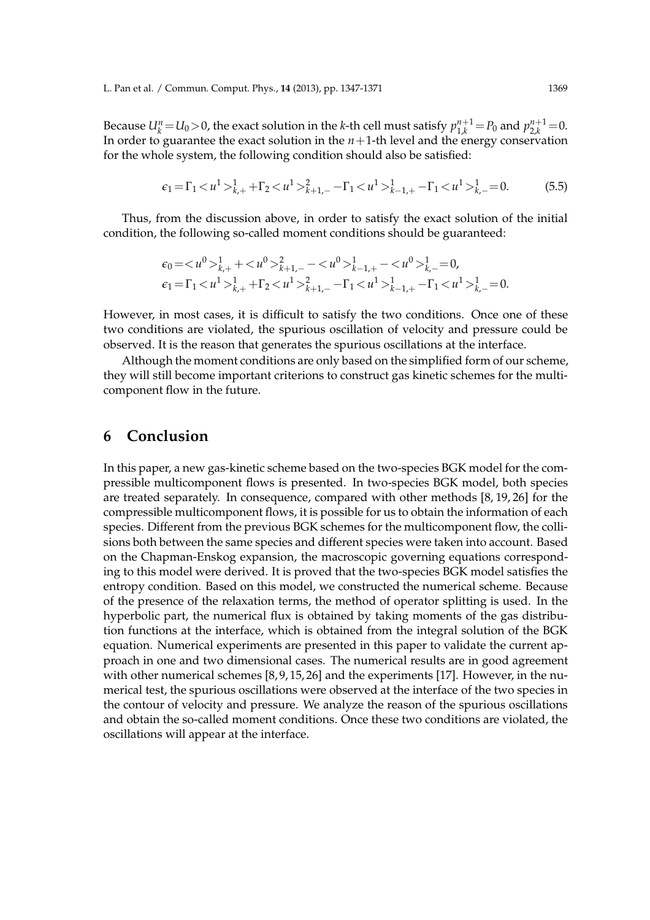Because $U_k^n = U_0 > 0$, the exact solution in the $k$-th cell must satisfy $p_{1,k}^{n+1} = P_0$ and $p_{2,k}^{n+1} = 0$. In order to guarantee the exact solution in the $n+1$-th level and the energy conservation for the whole system, the following condition should also be satisfied:

$$\epsilon_1 = \Gamma_1 < u^1 >_{k,+}^1 + \Gamma_2 < u^1 >_{k+1,-}^2 - \Gamma_1 < u^1 >_{k-1,+}^1 - \Gamma_1 < u^1 >_{k,-}^1 = 0. \tag{5.5}$$

Thus, from the discussion above, in order to satisfy the exact solution of the initial condition, the following so-called moment conditions should be guaranteed:

$$\epsilon_0 = < u^0 >_{k,+}^1 + < u^0 >_{k+1,-}^2 - < u^0 >_{k-1,+}^1 - < u^0 >_{k,-}^1 = 0,$$
$$\epsilon_1 = \Gamma_1 < u^1 >_{k,+}^1 + \Gamma_2 < u^1 >_{k+1,-}^2 - \Gamma_1 < u^1 >_{k-1,+}^1 - \Gamma_1 < u^1 >_{k,-}^1 = 0.$$

However, in most cases, it is difficult to satisfy the two conditions. Once one of these two conditions are violated, the spurious oscillation of velocity and pressure could be observed. It is the reason that generates the spurious oscillations at the interface.

Although the moment conditions are only based on the simplified form of our scheme, they will still become important criterions to construct gas kinetic schemes for the multi-component flow in the future.

## 6 Conclusion

In this paper, a new gas-kinetic scheme based on the two-species BGK model for the compressible multicomponent flows is presented. In two-species BGK model, both species are treated separately. In consequence, compared with other methods [8, 19, 26] for the compressible multicomponent flows, it is possible for us to obtain the information of each species. Different from the previous BGK schemes for the multicomponent flow, the collisions both between the same species and different species were taken into account. Based on the Chapman-Enskog expansion, the macroscopic governing equations corresponding to this model were derived. It is proved that the two-species BGK model satisfies the entropy condition. Based on this model, we constructed the numerical scheme. Because of the presence of the relaxation terms, the method of operator splitting is used. In the hyperbolic part, the numerical flux is obtained by taking moments of the gas distribution functions at the interface, which is obtained from the integral solution of the BGK equation. Numerical experiments are presented in this paper to validate the current approach in one and two dimensional cases. The numerical results are in good agreement with other numerical schemes [8, 9, 15, 26] and the experiments [17]. However, in the numerical test, the spurious oscillations were observed at the interface of the two species in the contour of velocity and pressure. We analyze the reason of the spurious oscillations and obtain the so-called moment conditions. Once these two conditions are violated, the oscillations will appear at the interface.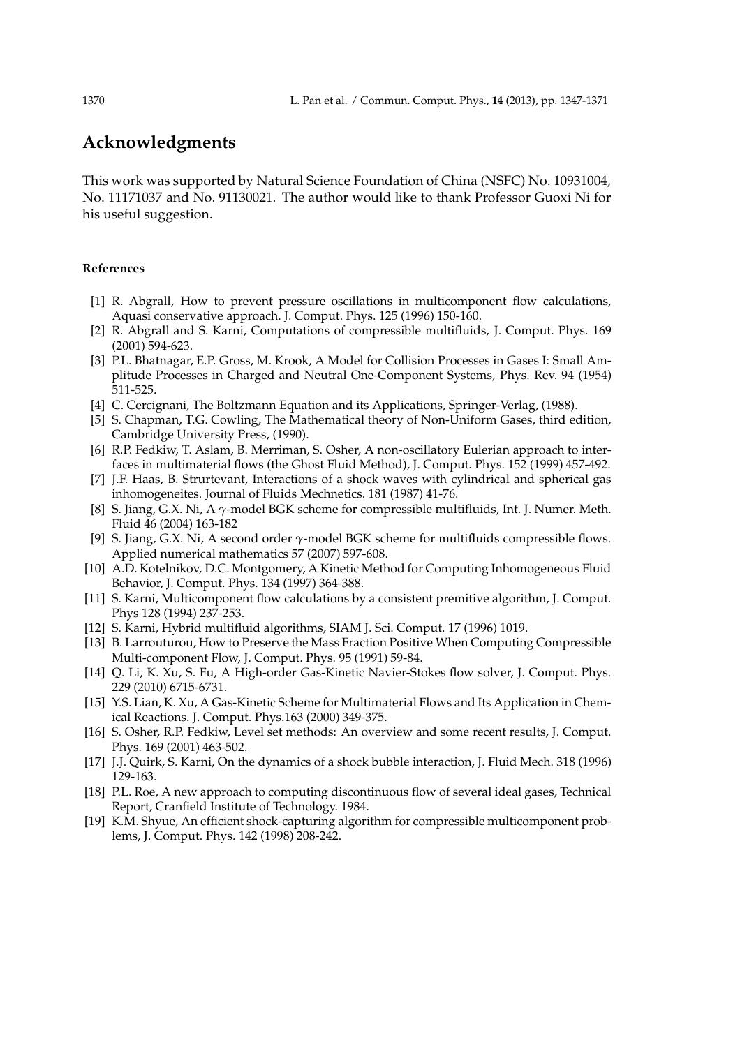## Acknowledgments

This work was supported by Natural Science Foundation of China (NSFC) No. 10931004, No. 11171037 and No. 91130021. The author would like to thank Professor Guoxi Ni for his useful suggestion.

#### References

[1] R. Abgrall, How to prevent pressure oscillations in multicomponent flow calculations, Aquasi conservative approach. J. Comput. Phys. 125 (1996) 150-160.

[2] R. Abgrall and S. Karni, Computations of compressible multifluids, J. Comput. Phys. 169 (2001) 594-623.

[3] P.L. Bhatnagar, E.P. Gross, M. Krook, A Model for Collision Processes in Gases I: Small Amplitude Processes in Charged and Neutral One-Component Systems, Phys. Rev. 94 (1954) 511-525.

[4] C. Cercignani, The Boltzmann Equation and its Applications, Springer-Verlag, (1988).

[5] S. Chapman, T.G. Cowling, The Mathematical theory of Non-Uniform Gases, third edition, Cambridge University Press, (1990).

[6] R.P. Fedkiw, T. Aslam, B. Merriman, S. Osher, A non-oscillatory Eulerian approach to interfaces in multimaterial flows (the Ghost Fluid Method), J. Comput. Phys. 152 (1999) 457-492.

[7] J.F. Haas, B. Strurtevant, Interactions of a shock waves with cylindrical and spherical gas inhomogeneites. Journal of Fluids Mechnetics. 181 (1987) 41-76.

[8] S. Jiang, G.X. Ni, A $\gamma$-model BGK scheme for compressible multifluids, Int. J. Numer. Meth. Fluid 46 (2004) 163-182

[9] S. Jiang, G.X. Ni, A second order $\gamma$-model BGK scheme for multifluids compressible flows. Applied numerical mathematics 57 (2007) 597-608.

[10] A.D. Kotelnikov, D.C. Montgomery, A Kinetic Method for Computing Inhomogeneous Fluid Behavior, J. Comput. Phys. 134 (1997) 364-388.

[11] S. Karni, Multicomponent flow calculations by a consistent premitive algorithm, J. Comput. Phys 128 (1994) 237-253.

[12] S. Karni, Hybrid multifluid algorithms, SIAM J. Sci. Comput. 17 (1996) 1019.

[13] B. Larrouturou, How to Preserve the Mass Fraction Positive When Computing Compressible Multi-component Flow, J. Comput. Phys. 95 (1991) 59-84.

[14] Q. Li, K. Xu, S. Fu, A High-order Gas-Kinetic Navier-Stokes flow solver, J. Comput. Phys. 229 (2010) 6715-6731.

[15] Y.S. Lian, K. Xu, A Gas-Kinetic Scheme for Multimaterial Flows and Its Application in Chemical Reactions. J. Comput. Phys.163 (2000) 349-375.

[16] S. Osher, R.P. Fedkiw, Level set methods: An overview and some recent results, J. Comput. Phys. 169 (2001) 463-502.

[17] J.J. Quirk, S. Karni, On the dynamics of a shock bubble interaction, J. Fluid Mech. 318 (1996) 129-163.

[18] P.L. Roe, A new approach to computing discontinuous flow of several ideal gases, Technical Report, Cranfield Institute of Technology. 1984.

[19] K.M. Shyue, An efficient shock-capturing algorithm for compressible multicomponent problems, J. Comput. Phys. 142 (1998) 208-242.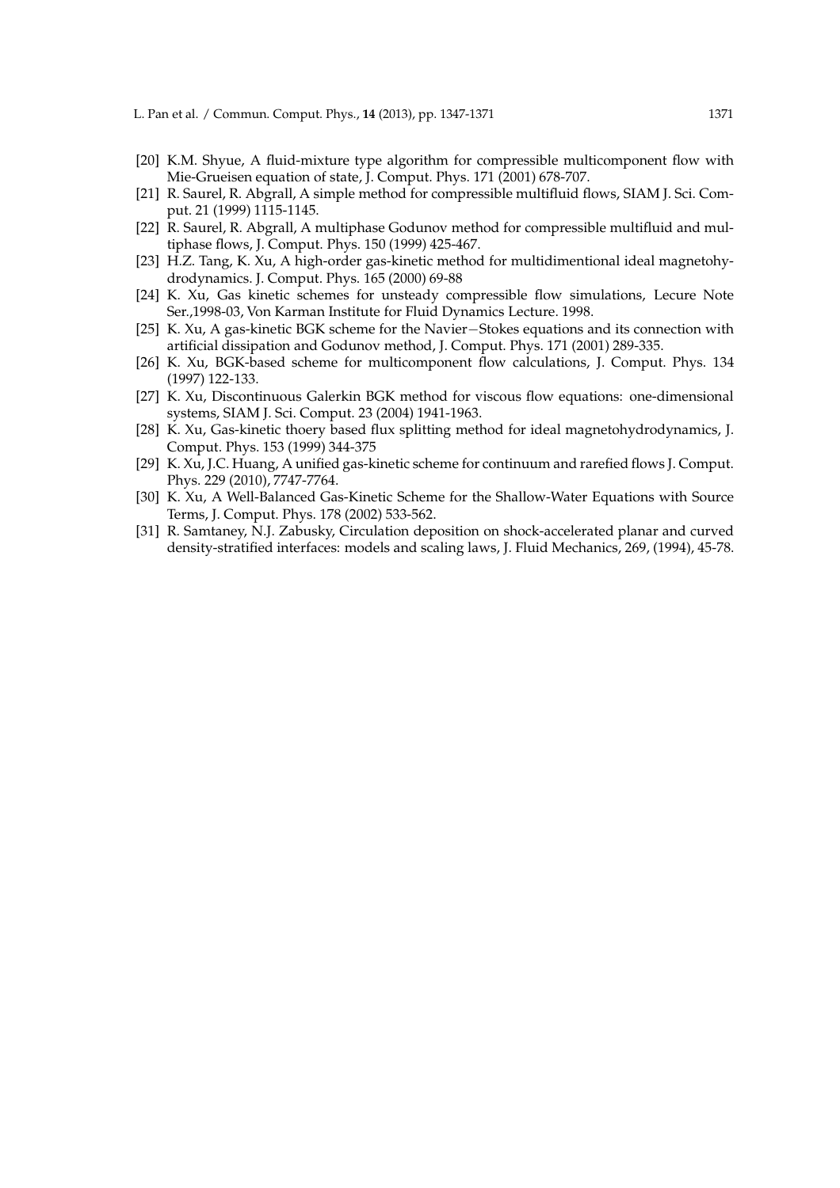[20] K.M. Shyue, A fluid-mixture type algorithm for compressible multicomponent flow with Mie-Grueisen equation of state, J. Comput. Phys. 171 (2001) 678-707.

[21] R. Saurel, R. Abgrall, A simple method for compressible multifluid flows, SIAM J. Sci. Comput. 21 (1999) 1115-1145.

[22] R. Saurel, R. Abgrall, A multiphase Godunov method for compressible multifluid and multiphase flows, J. Comput. Phys. 150 (1999) 425-467.

[23] H.Z. Tang, K. Xu, A high-order gas-kinetic method for multidimentional ideal magnetohydrodynamics. J. Comput. Phys. 165 (2000) 69-88

[24] K. Xu, Gas kinetic schemes for unsteady compressible flow simulations, Lecure Note Ser.,1998-03, Von Karman Institute for Fluid Dynamics Lecture. 1998.

[25] K. Xu, A gas-kinetic BGK scheme for the Navier−Stokes equations and its connection with artificial dissipation and Godunov method, J. Comput. Phys. 171 (2001) 289-335.

[26] K. Xu, BGK-based scheme for multicomponent flow calculations, J. Comput. Phys. 134 (1997) 122-133.

[27] K. Xu, Discontinuous Galerkin BGK method for viscous flow equations: one-dimensional systems, SIAM J. Sci. Comput. 23 (2004) 1941-1963.

[28] K. Xu, Gas-kinetic thoery based flux splitting method for ideal magnetohydrodynamics, J. Comput. Phys. 153 (1999) 344-375

[29] K. Xu, J.C. Huang, A unified gas-kinetic scheme for continuum and rarefied flows J. Comput. Phys. 229 (2010), 7747-7764.

[30] K. Xu, A Well-Balanced Gas-Kinetic Scheme for the Shallow-Water Equations with Source Terms, J. Comput. Phys. 178 (2002) 533-562.

[31] R. Samtaney, N.J. Zabusky, Circulation deposition on shock-accelerated planar and curved density-stratified interfaces: models and scaling laws, J. Fluid Mechanics, 269, (1994), 45-78.